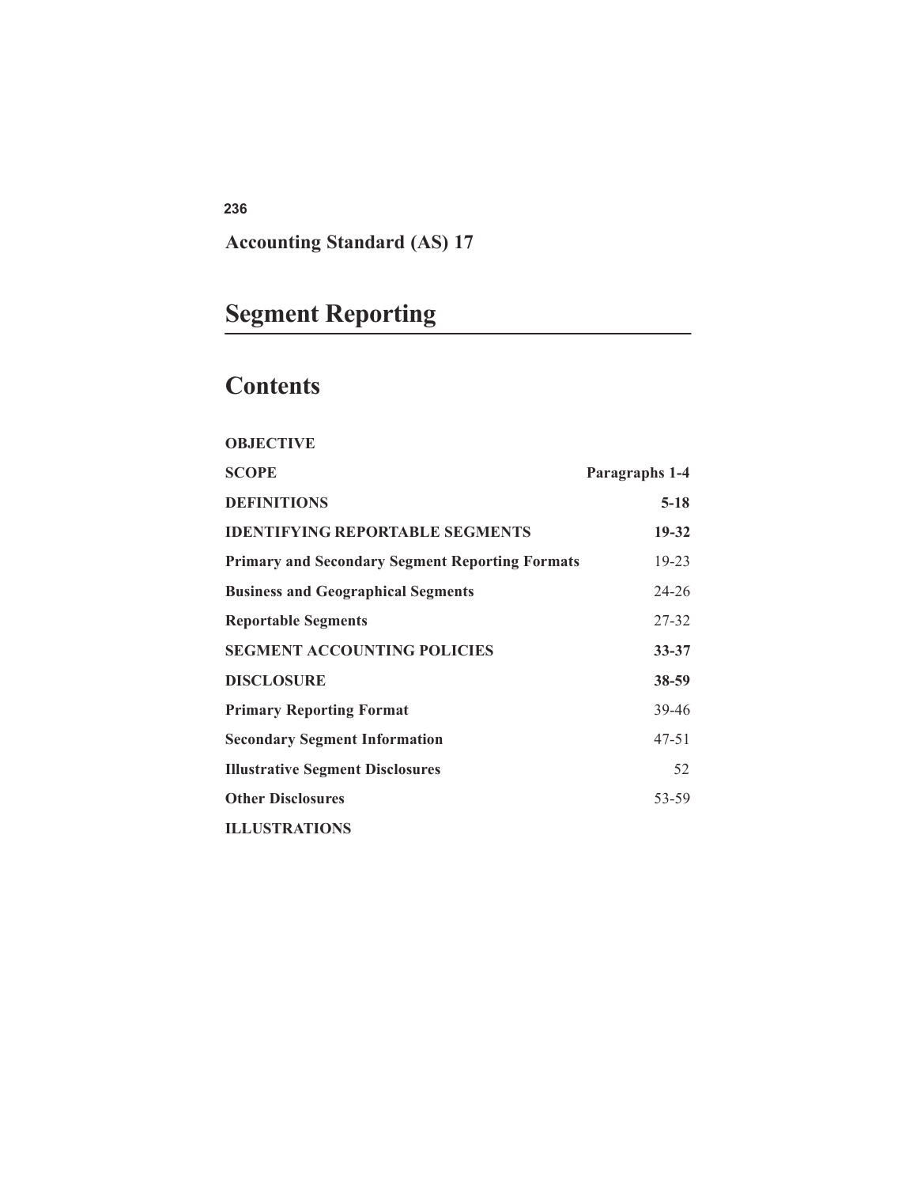**Accounting Standard (AS) 17**

# Segment Reporting

## Contents

| | |
|---|---|
| **OBJECTIVE** | |
| **SCOPE** | **Paragraphs 1-4** |
| **DEFINITIONS** | **5-18** |
| **IDENTIFYING REPORTABLE SEGMENTS** | **19-32** |
| **Primary and Secondary Segment Reporting Formats** | 19-23 |
| **Business and Geographical Segments** | 24-26 |
| **Reportable Segments** | 27-32 |
| **SEGMENT ACCOUNTING POLICIES** | **33-37** |
| **DISCLOSURE** | **38-59** |
| **Primary Reporting Format** | 39-46 |
| **Secondary Segment Information** | 47-51 |
| **Illustrative Segment Disclosures** | 52 |
| **Other Disclosures** | 53-59 |
| **ILLUSTRATIONS** | |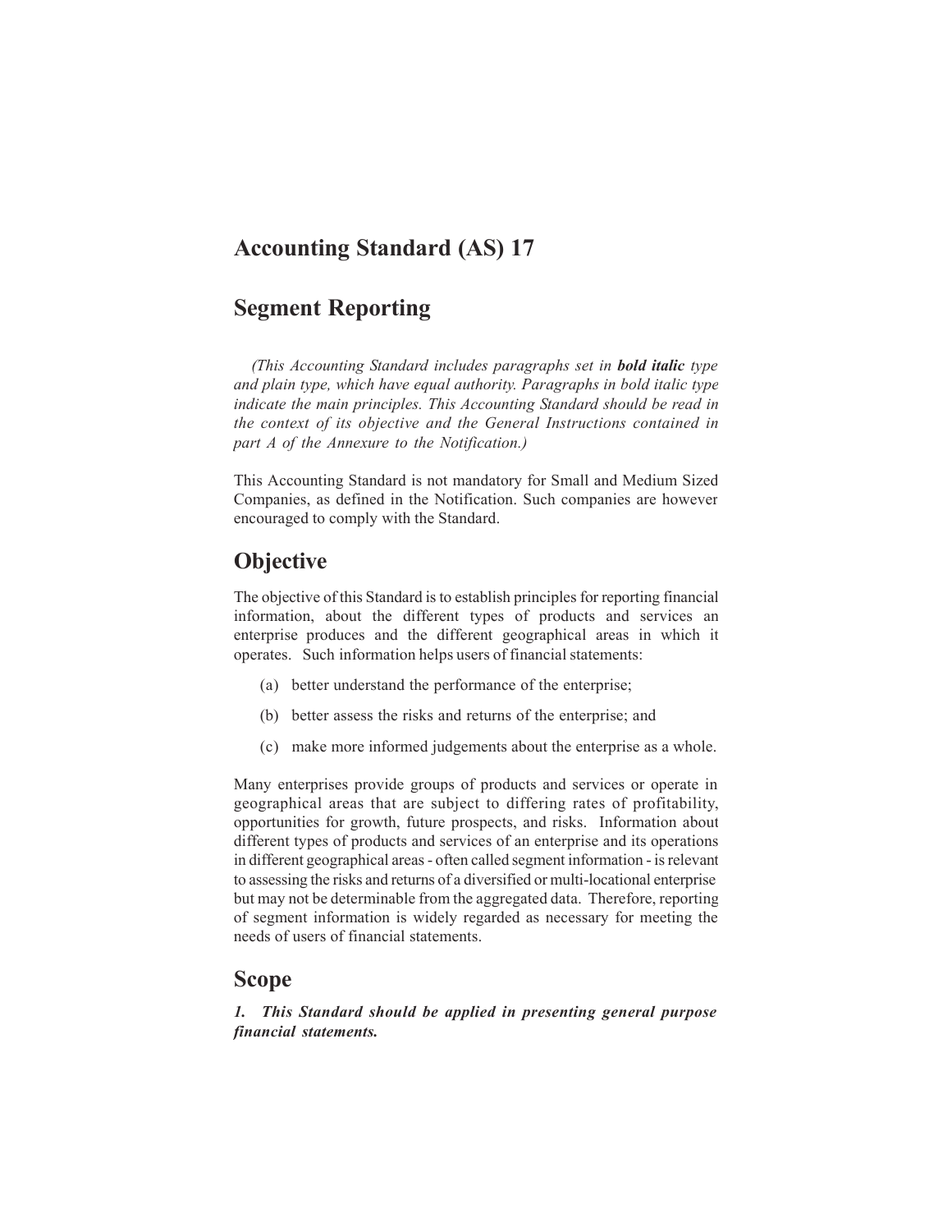# Accounting Standard (AS) 17

## Segment Reporting

*(This Accounting Standard includes paragraphs set in **bold italic** type and plain type, which have equal authority. Paragraphs in bold italic type indicate the main principles. This Accounting Standard should be read in the context of its objective and the General Instructions contained in part A of the Annexure to the Notification.)*

This Accounting Standard is not mandatory for Small and Medium Sized Companies, as defined in the Notification. Such companies are however encouraged to comply with the Standard.

## Objective

The objective of this Standard is to establish principles for reporting financial information, about the different types of products and services an enterprise produces and the different geographical areas in which it operates. Such information helps users of financial statements:

(a) better understand the performance of the enterprise;

(b) better assess the risks and returns of the enterprise; and

(c) make more informed judgements about the enterprise as a whole.

Many enterprises provide groups of products and services or operate in geographical areas that are subject to differing rates of profitability, opportunities for growth, future prospects, and risks. Information about different types of products and services of an enterprise and its operations in different geographical areas - often called segment information - is relevant to assessing the risks and returns of a diversified or multi-locational enterprise but may not be determinable from the aggregated data. Therefore, reporting of segment information is widely regarded as necessary for meeting the needs of users of financial statements.

## Scope

***1. This Standard should be applied in presenting general purpose financial statements.***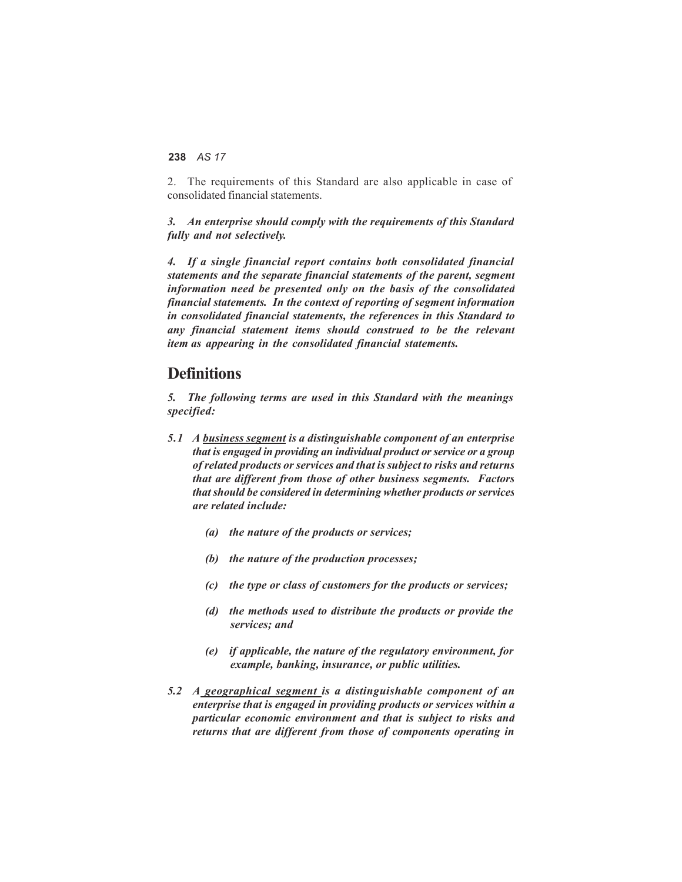2. The requirements of this Standard are also applicable in case of consolidated financial statements.

***3. An enterprise should comply with the requirements of this Standard fully and not selectively.***

***4. If a single financial report contains both consolidated financial statements and the separate financial statements of the parent, segment information need be presented only on the basis of the consolidated financial statements. In the context of reporting of segment information in consolidated financial statements, the references in this Standard to any financial statement items should construed to be the relevant item as appearing in the consolidated financial statements.***

## Definitions

***5. The following terms are used in this Standard with the meanings specified:***

***5.1 A <u>business segment</u> is a distinguishable component of an enterprise that is engaged in providing an individual product or service or a group of related products or services and that is subject to risks and returns that are different from those of other business segments. Factors that should be considered in determining whether products or services are related include:***

- ***(a) the nature of the products or services;***
- ***(b) the nature of the production processes;***
- ***(c) the type or class of customers for the products or services;***
- ***(d) the methods used to distribute the products or provide the services; and***
- ***(e) if applicable, the nature of the regulatory environment, for example, banking, insurance, or public utilities.***

***5.2 A <u>geographical segment</u> is a distinguishable component of an enterprise that is engaged in providing products or services within a particular economic environment and that is subject to risks and returns that are different from those of components operating in***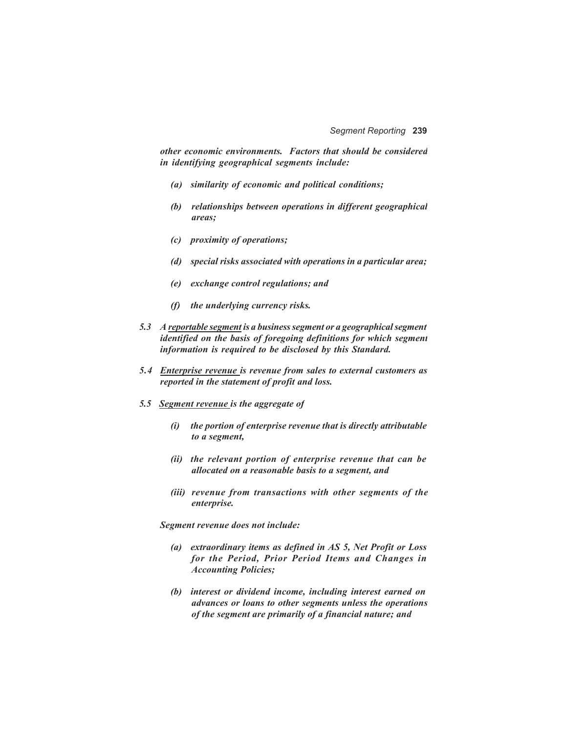*other economic environments. Factors that should be considered in identifying geographical segments include:*

*(a) similarity of economic and political conditions;*

*(b) relationships between operations in different geographical areas;*

*(c) proximity of operations;*

*(d) special risks associated with operations in a particular area;*

*(e) exchange control regulations; and*

*(f) the underlying currency risks.*

***5.3*** ***A reportable segment is a business segment or a geographical segment identified on the basis of foregoing definitions for which segment information is required to be disclosed by this Standard.***

***5.4*** ***Enterprise revenue is revenue from sales to external customers as reported in the statement of profit and loss.***

***5.5*** ***Segment revenue is the aggregate of***

*(i) the portion of enterprise revenue that is directly attributable to a segment,*

*(ii) the relevant portion of enterprise revenue that can be allocated on a reasonable basis to a segment, and*

*(iii) revenue from transactions with other segments of the enterprise.*

*Segment revenue does not include:*

*(a) extraordinary items as defined in AS 5, Net Profit or Loss for the Period, Prior Period Items and Changes in Accounting Policies;*

*(b) interest or dividend income, including interest earned on advances or loans to other segments unless the operations of the segment are primarily of a financial nature; and*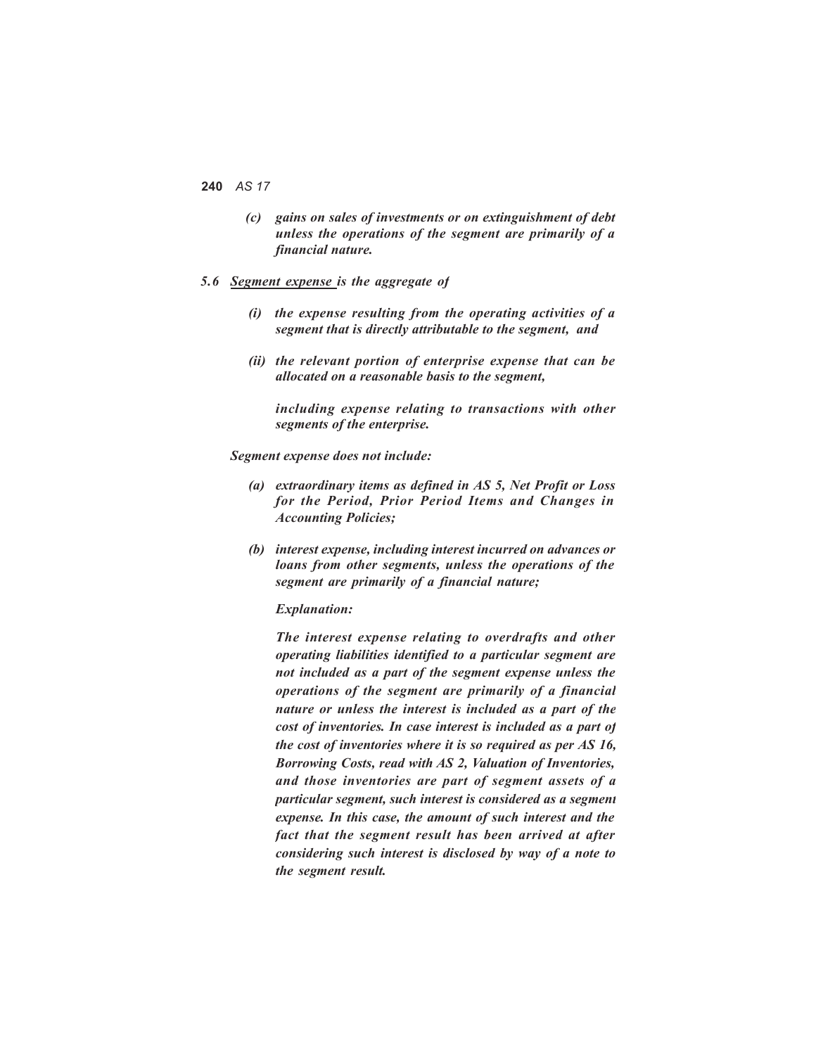*(c) gains on sales of investments or on extinguishment of debt unless the operations of the segment are primarily of a financial nature.*

***5.6*** ***Segment expense*** ***is the aggregate of***

*(i) the expense resulting from the operating activities of a segment that is directly attributable to the segment, and*

*(ii) the relevant portion of enterprise expense that can be allocated on a reasonable basis to the segment,*

*including expense relating to transactions with other segments of the enterprise.*

***Segment expense does not include:***

*(a) extraordinary items as defined in AS 5, Net Profit or Loss for the Period, Prior Period Items and Changes in Accounting Policies;*

*(b) interest expense, including interest incurred on advances or loans from other segments, unless the operations of the segment are primarily of a financial nature;*

***Explanation:***

*The interest expense relating to overdrafts and other operating liabilities identified to a particular segment are not included as a part of the segment expense unless the operations of the segment are primarily of a financial nature or unless the interest is included as a part of the cost of inventories. In case interest is included as a part of the cost of inventories where it is so required as per AS 16, Borrowing Costs, read with AS 2, Valuation of Inventories, and those inventories are part of segment assets of a particular segment, such interest is considered as a segment expense. In this case, the amount of such interest and the fact that the segment result has been arrived at after considering such interest is disclosed by way of a note to the segment result.*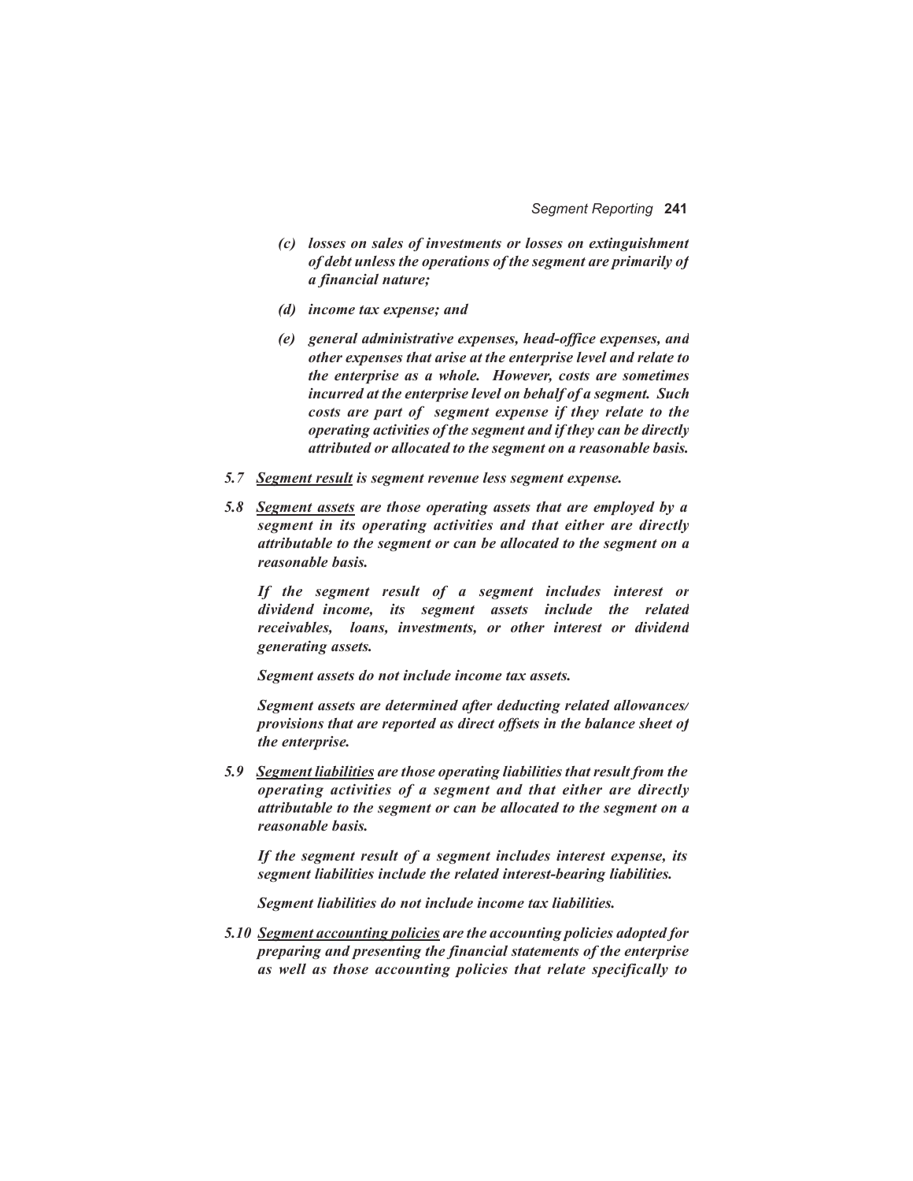*(c) losses on sales of investments or losses on extinguishment of debt unless the operations of the segment are primarily of a financial nature;*

*(d) income tax expense; and*

*(e) general administrative expenses, head-office expenses, and other expenses that arise at the enterprise level and relate to the enterprise as a whole. However, costs are sometimes incurred at the enterprise level on behalf of a segment. Such costs are part of segment expense if they relate to the operating activities of the segment and if they can be directly attributed or allocated to the segment on a reasonable basis.*

***5.7** <u>Segment result</u> is segment revenue less segment expense.*

***5.8** <u>Segment assets</u> are those operating assets that are employed by a segment in its operating activities and that either are directly attributable to the segment or can be allocated to the segment on a reasonable basis.*

*If the segment result of a segment includes interest or dividend income, its segment assets include the related receivables, loans, investments, or other interest or dividend generating assets.*

*Segment assets do not include income tax assets.*

*Segment assets are determined after deducting related allowances/ provisions that are reported as direct offsets in the balance sheet of the enterprise.*

***5.9** <u>Segment liabilities</u> are those operating liabilities that result from the operating activities of a segment and that either are directly attributable to the segment or can be allocated to the segment on a reasonable basis.*

*If the segment result of a segment includes interest expense, its segment liabilities include the related interest-bearing liabilities.*

*Segment liabilities do not include income tax liabilities.*

***5.10** <u>Segment accounting policies</u> are the accounting policies adopted for preparing and presenting the financial statements of the enterprise as well as those accounting policies that relate specifically to*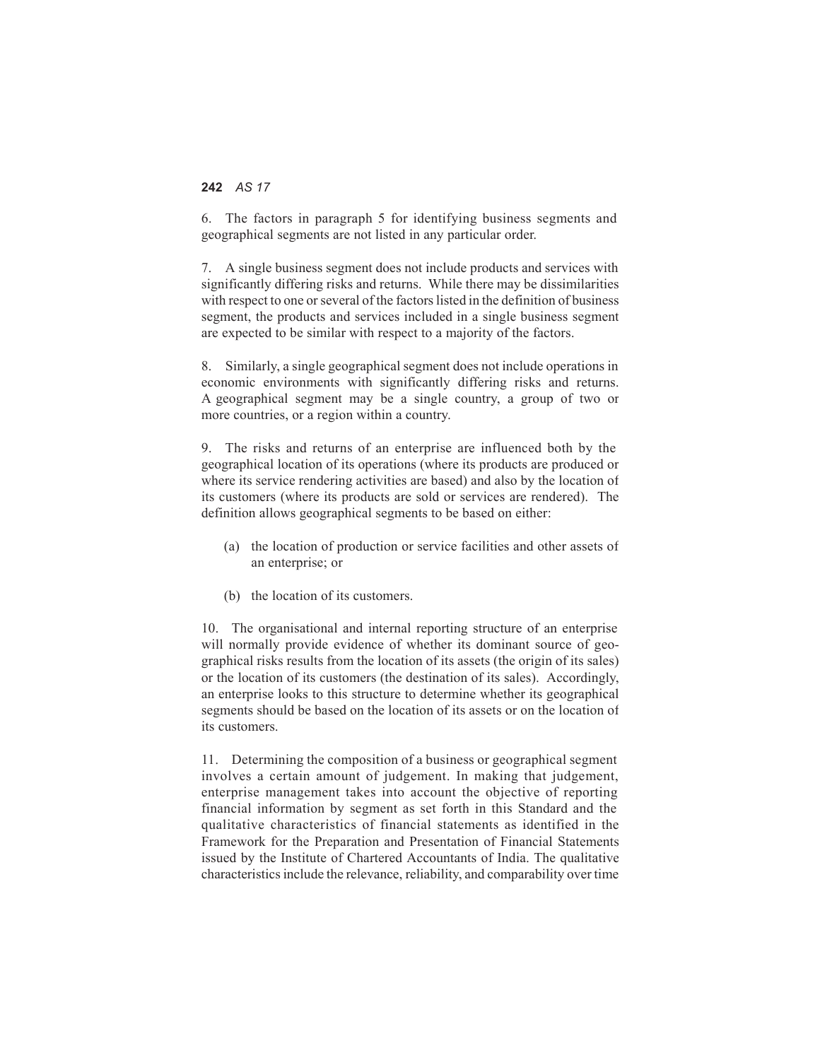6. The factors in paragraph 5 for identifying business segments and geographical segments are not listed in any particular order.

7. A single business segment does not include products and services with significantly differing risks and returns. While there may be dissimilarities with respect to one or several of the factors listed in the definition of business segment, the products and services included in a single business segment are expected to be similar with respect to a majority of the factors.

8. Similarly, a single geographical segment does not include operations in economic environments with significantly differing risks and returns. A geographical segment may be a single country, a group of two or more countries, or a region within a country.

9. The risks and returns of an enterprise are influenced both by the geographical location of its operations (where its products are produced or where its service rendering activities are based) and also by the location of its customers (where its products are sold or services are rendered). The definition allows geographical segments to be based on either:

(a) the location of production or service facilities and other assets of an enterprise; or

(b) the location of its customers.

10. The organisational and internal reporting structure of an enterprise will normally provide evidence of whether its dominant source of geographical risks results from the location of its assets (the origin of its sales) or the location of its customers (the destination of its sales). Accordingly, an enterprise looks to this structure to determine whether its geographical segments should be based on the location of its assets or on the location of its customers.

11. Determining the composition of a business or geographical segment involves a certain amount of judgement. In making that judgement, enterprise management takes into account the objective of reporting financial information by segment as set forth in this Standard and the qualitative characteristics of financial statements as identified in the Framework for the Preparation and Presentation of Financial Statements issued by the Institute of Chartered Accountants of India. The qualitative characteristics include the relevance, reliability, and comparability over time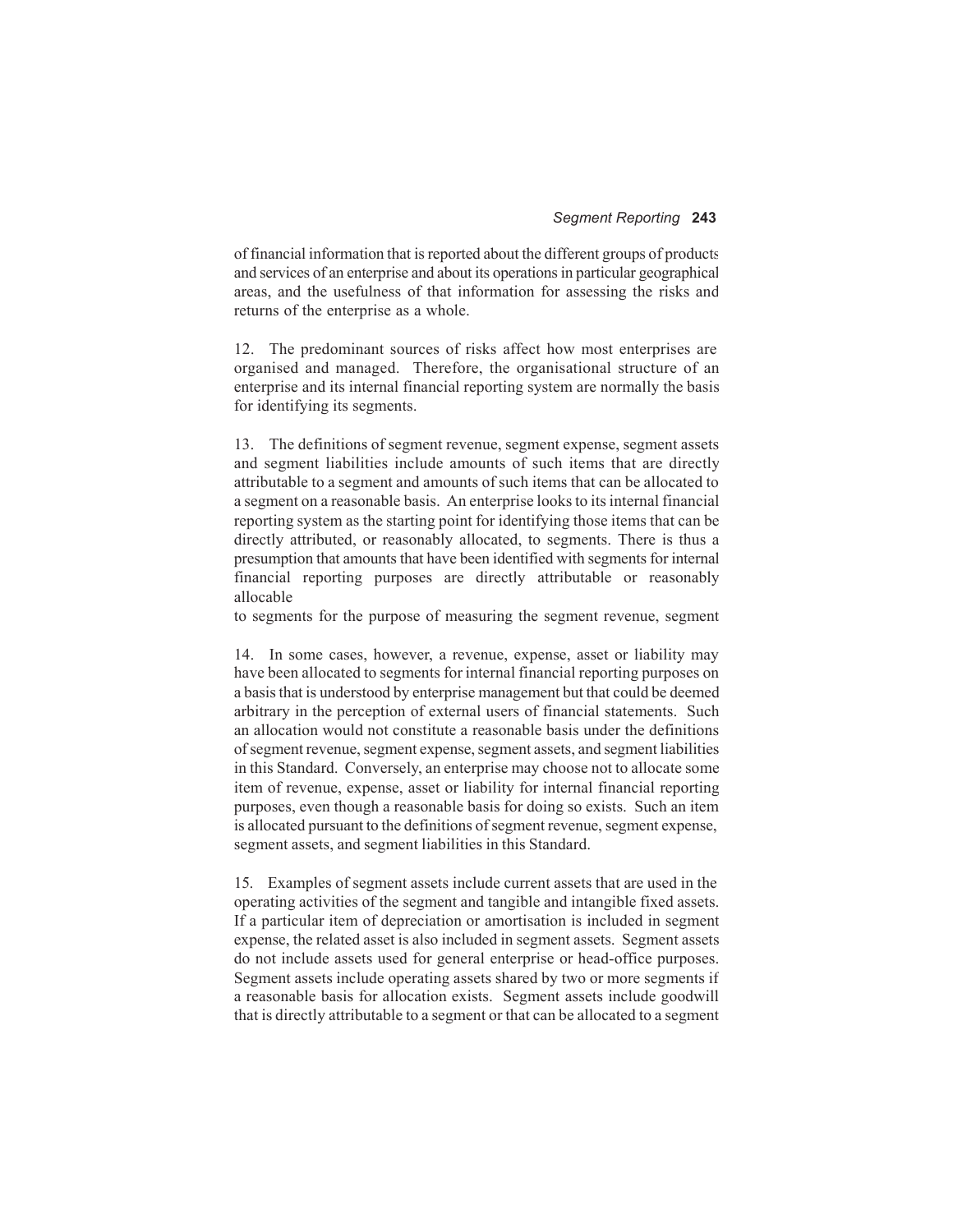of financial information that is reported about the different groups of products and services of an enterprise and about its operations in particular geographical areas, and the usefulness of that information for assessing the risks and returns of the enterprise as a whole.

12. The predominant sources of risks affect how most enterprises are organised and managed. Therefore, the organisational structure of an enterprise and its internal financial reporting system are normally the basis for identifying its segments.

13. The definitions of segment revenue, segment expense, segment assets and segment liabilities include amounts of such items that are directly attributable to a segment and amounts of such items that can be allocated to a segment on a reasonable basis. An enterprise looks to its internal financial reporting system as the starting point for identifying those items that can be directly attributed, or reasonably allocated, to segments. There is thus a presumption that amounts that have been identified with segments for internal financial reporting purposes are directly attributable or reasonably allocable
to segments for the purpose of measuring the segment revenue, segment

14. In some cases, however, a revenue, expense, asset or liability may have been allocated to segments for internal financial reporting purposes on a basis that is understood by enterprise management but that could be deemed arbitrary in the perception of external users of financial statements. Such an allocation would not constitute a reasonable basis under the definitions of segment revenue, segment expense, segment assets, and segment liabilities in this Standard. Conversely, an enterprise may choose not to allocate some item of revenue, expense, asset or liability for internal financial reporting purposes, even though a reasonable basis for doing so exists. Such an item is allocated pursuant to the definitions of segment revenue, segment expense, segment assets, and segment liabilities in this Standard.

15. Examples of segment assets include current assets that are used in the operating activities of the segment and tangible and intangible fixed assets. If a particular item of depreciation or amortisation is included in segment expense, the related asset is also included in segment assets. Segment assets do not include assets used for general enterprise or head-office purposes. Segment assets include operating assets shared by two or more segments if a reasonable basis for allocation exists. Segment assets include goodwill that is directly attributable to a segment or that can be allocated to a segment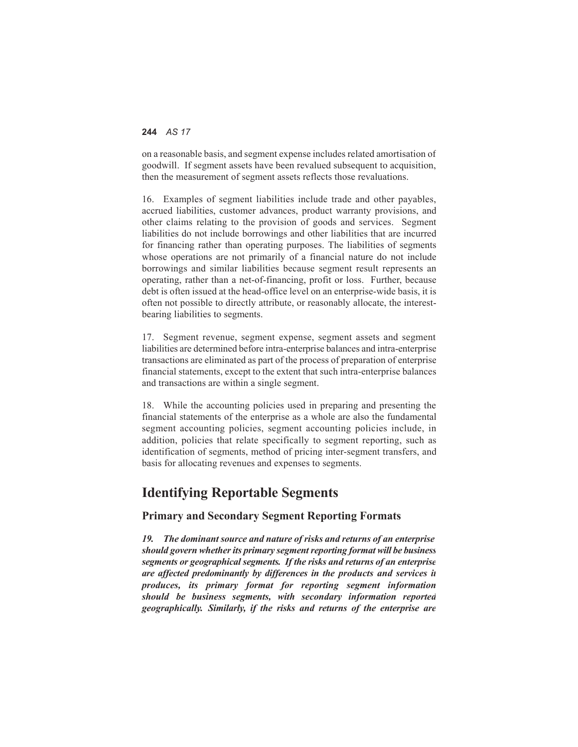on a reasonable basis, and segment expense includes related amortisation of goodwill. If segment assets have been revalued subsequent to acquisition, then the measurement of segment assets reflects those revaluations.

16. Examples of segment liabilities include trade and other payables, accrued liabilities, customer advances, product warranty provisions, and other claims relating to the provision of goods and services. Segment liabilities do not include borrowings and other liabilities that are incurred for financing rather than operating purposes. The liabilities of segments whose operations are not primarily of a financial nature do not include borrowings and similar liabilities because segment result represents an operating, rather than a net-of-financing, profit or loss. Further, because debt is often issued at the head-office level on an enterprise-wide basis, it is often not possible to directly attribute, or reasonably allocate, the interest-bearing liabilities to segments.

17. Segment revenue, segment expense, segment assets and segment liabilities are determined before intra-enterprise balances and intra-enterprise transactions are eliminated as part of the process of preparation of enterprise financial statements, except to the extent that such intra-enterprise balances and transactions are within a single segment.

18. While the accounting policies used in preparing and presenting the financial statements of the enterprise as a whole are also the fundamental segment accounting policies, segment accounting policies include, in addition, policies that relate specifically to segment reporting, such as identification of segments, method of pricing inter-segment transfers, and basis for allocating revenues and expenses to segments.

# Identifying Reportable Segments

## Primary and Secondary Segment Reporting Formats

***19. The dominant source and nature of risks and returns of an enterprise should govern whether its primary segment reporting format will be business segments or geographical segments. If the risks and returns of an enterprise are affected predominantly by differences in the products and services it produces, its primary format for reporting segment information should be business segments, with secondary information reported geographically. Similarly, if the risks and returns of the enterprise are***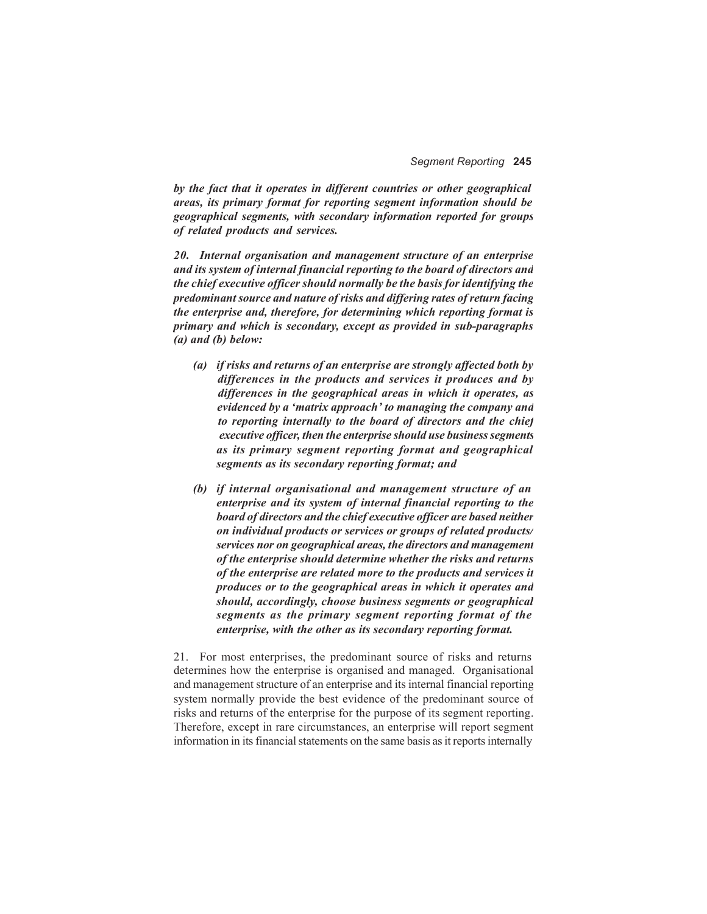***by the fact that it operates in different countries or other geographical areas, its primary format for reporting segment information should be geographical segments, with secondary information reported for groups of related products and services.***

***20. Internal organisation and management structure of an enterprise and its system of internal financial reporting to the board of directors and the chief executive officer should normally be the basis for identifying the predominant source and nature of risks and differing rates of return facing the enterprise and, therefore, for determining which reporting format is primary and which is secondary, except as provided in sub-paragraphs (a) and (b) below:***

- ***(a) if risks and returns of an enterprise are strongly affected both by differences in the products and services it produces and by differences in the geographical areas in which it operates, as evidenced by a 'matrix approach' to managing the company and to reporting internally to the board of directors and the chief executive officer, then the enterprise should use business segments as its primary segment reporting format and geographical segments as its secondary reporting format; and***

- ***(b) if internal organisational and management structure of an enterprise and its system of internal financial reporting to the board of directors and the chief executive officer are based neither on individual products or services or groups of related products/ services nor on geographical areas, the directors and management of the enterprise should determine whether the risks and returns of the enterprise are related more to the products and services it produces or to the geographical areas in which it operates and should, accordingly, choose business segments or geographical segments as the primary segment reporting format of the enterprise, with the other as its secondary reporting format.***

21. For most enterprises, the predominant source of risks and returns determines how the enterprise is organised and managed. Organisational and management structure of an enterprise and its internal financial reporting system normally provide the best evidence of the predominant source of risks and returns of the enterprise for the purpose of its segment reporting. Therefore, except in rare circumstances, an enterprise will report segment information in its financial statements on the same basis as it reports internally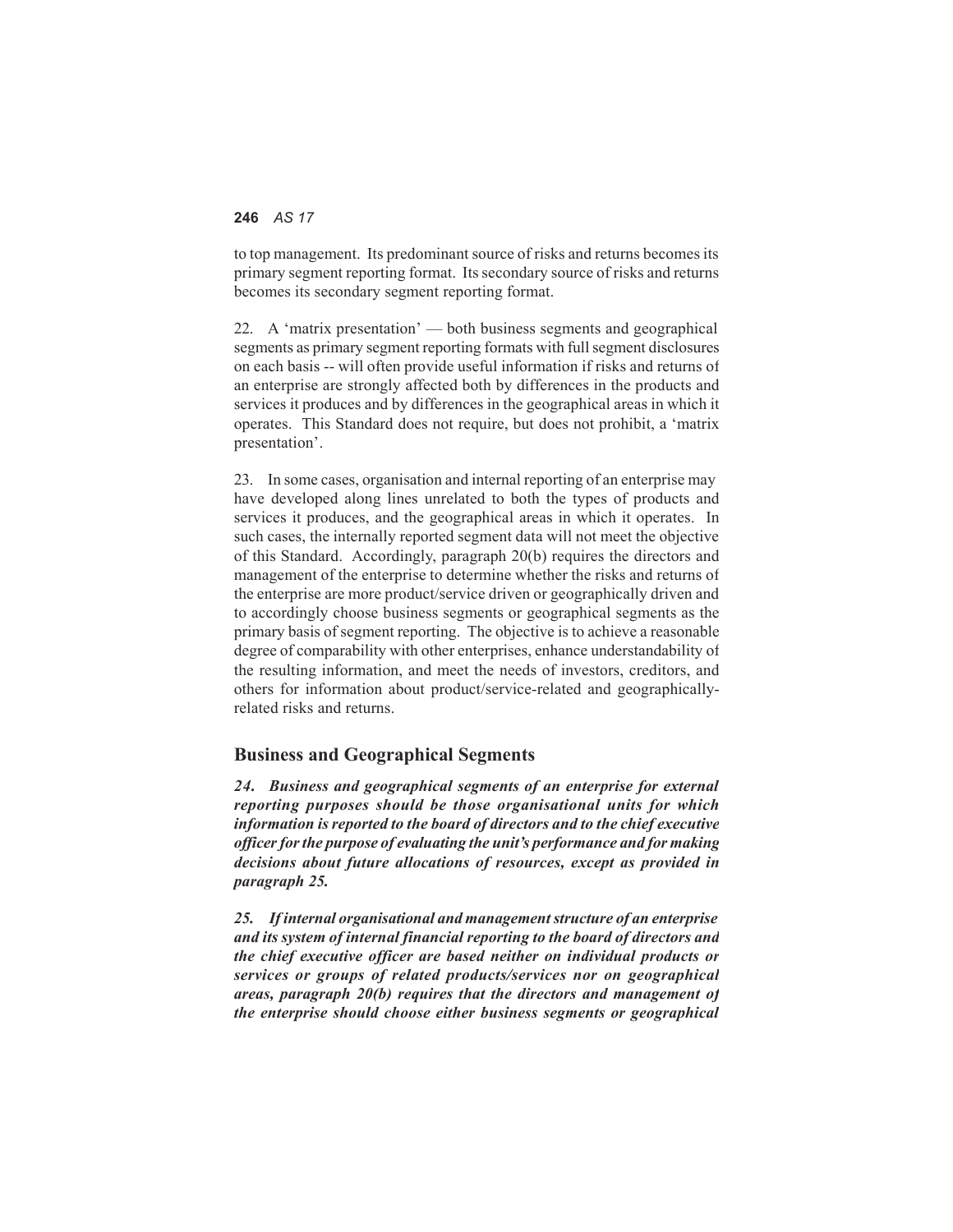to top management. Its predominant source of risks and returns becomes its primary segment reporting format. Its secondary source of risks and returns becomes its secondary segment reporting format.

22. A 'matrix presentation' — both business segments and geographical segments as primary segment reporting formats with full segment disclosures on each basis -- will often provide useful information if risks and returns of an enterprise are strongly affected both by differences in the products and services it produces and by differences in the geographical areas in which it operates. This Standard does not require, but does not prohibit, a 'matrix presentation'.

23. In some cases, organisation and internal reporting of an enterprise may have developed along lines unrelated to both the types of products and services it produces, and the geographical areas in which it operates. In such cases, the internally reported segment data will not meet the objective of this Standard. Accordingly, paragraph 20(b) requires the directors and management of the enterprise to determine whether the risks and returns of the enterprise are more product/service driven or geographically driven and to accordingly choose business segments or geographical segments as the primary basis of segment reporting. The objective is to achieve a reasonable degree of comparability with other enterprises, enhance understandability of the resulting information, and meet the needs of investors, creditors, and others for information about product/service-related and geographically-related risks and returns.

## Business and Geographical Segments

***24. Business and geographical segments of an enterprise for external reporting purposes should be those organisational units for which information is reported to the board of directors and to the chief executive officer for the purpose of evaluating the unit's performance and for making decisions about future allocations of resources, except as provided in paragraph 25.***

***25. If internal organisational and management structure of an enterprise and its system of internal financial reporting to the board of directors and the chief executive officer are based neither on individual products or services or groups of related products/services nor on geographical areas, paragraph 20(b) requires that the directors and management of the enterprise should choose either business segments or geographical***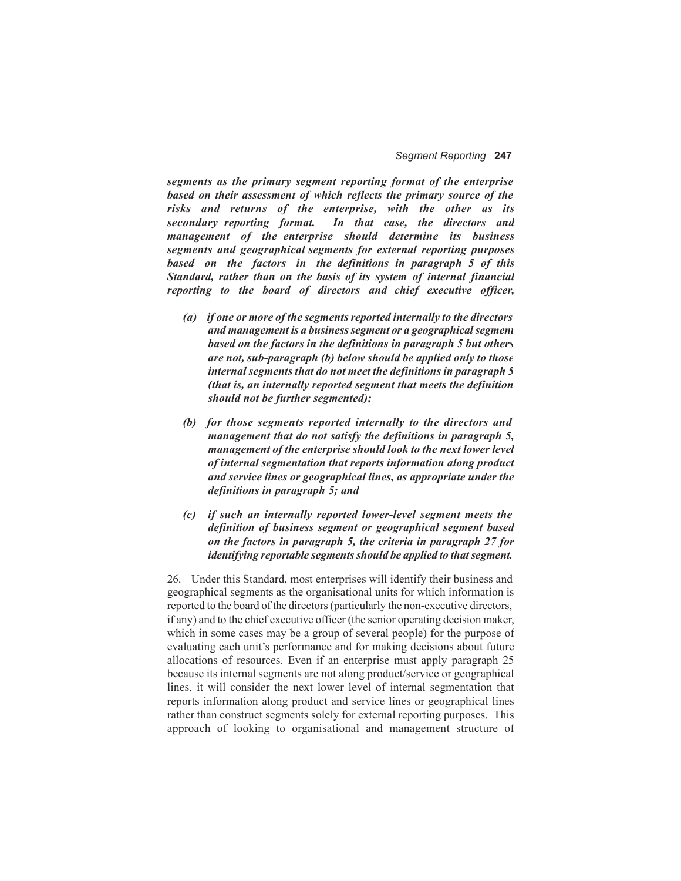***segments as the primary segment reporting format of the enterprise based on their assessment of which reflects the primary source of the risks and returns of the enterprise, with the other as its secondary reporting format. In that case, the directors and management of the enterprise should determine its business segments and geographical segments for external reporting purposes based on the factors in the definitions in paragraph 5 of this Standard, rather than on the basis of its system of internal financial reporting to the board of directors and chief executive officer,***

> ***(a) if one or more of the segments reported internally to the directors and management is a business segment or a geographical segment based on the factors in the definitions in paragraph 5 but others are not, sub-paragraph (b) below should be applied only to those internal segments that do not meet the definitions in paragraph 5 (that is, an internally reported segment that meets the definition should not be further segmented);***
>
> ***(b) for those segments reported internally to the directors and management that do not satisfy the definitions in paragraph 5, management of the enterprise should look to the next lower level of internal segmentation that reports information along product and service lines or geographical lines, as appropriate under the definitions in paragraph 5; and***
>
> ***(c) if such an internally reported lower-level segment meets the definition of business segment or geographical segment based on the factors in paragraph 5, the criteria in paragraph 27 for identifying reportable segments should be applied to that segment.***

26. Under this Standard, most enterprises will identify their business and geographical segments as the organisational units for which information is reported to the board of the directors (particularly the non-executive directors, if any) and to the chief executive officer (the senior operating decision maker, which in some cases may be a group of several people) for the purpose of evaluating each unit's performance and for making decisions about future allocations of resources. Even if an enterprise must apply paragraph 25 because its internal segments are not along product/service or geographical lines, it will consider the next lower level of internal segmentation that reports information along product and service lines or geographical lines rather than construct segments solely for external reporting purposes. This approach of looking to organisational and management structure of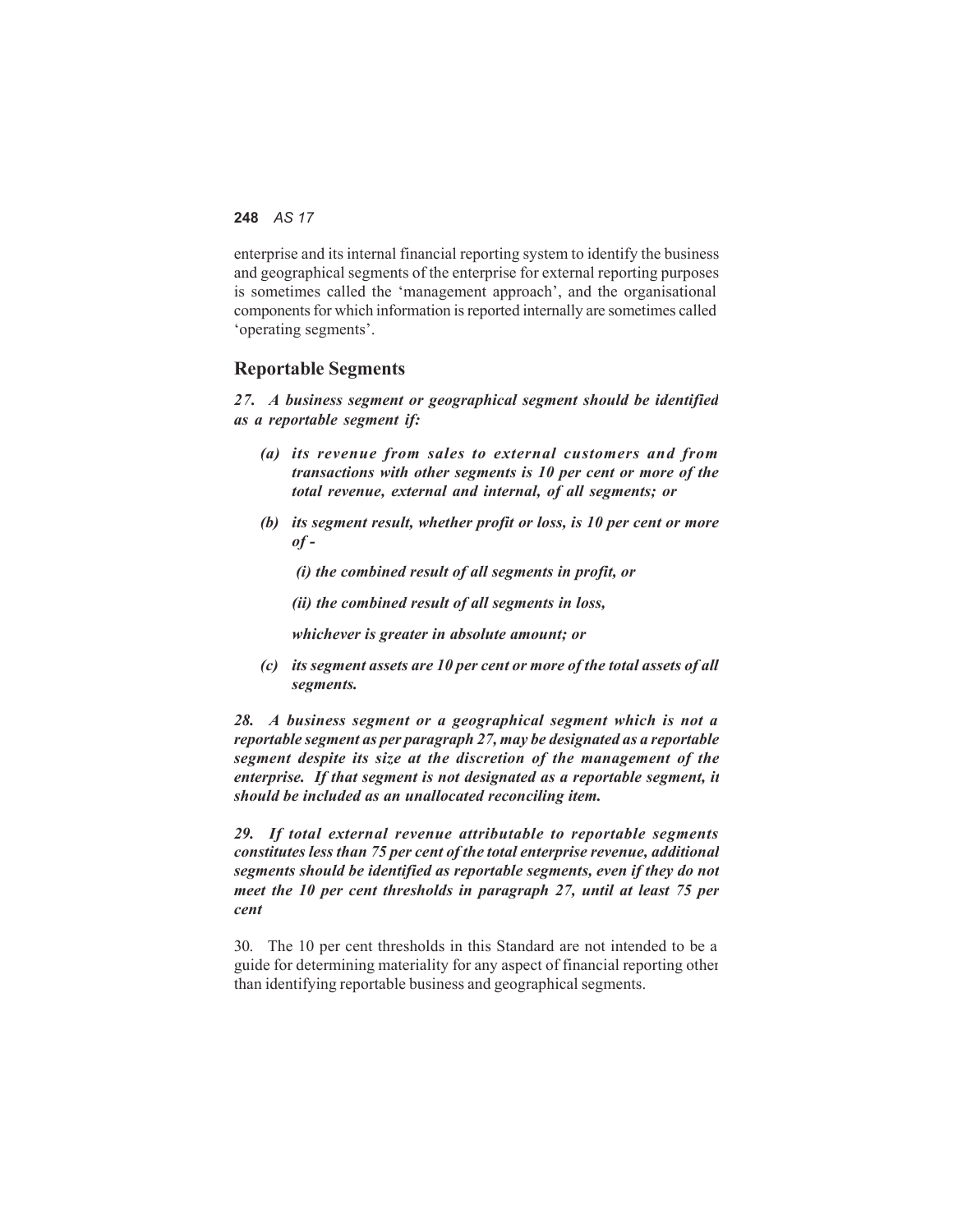enterprise and its internal financial reporting system to identify the business and geographical segments of the enterprise for external reporting purposes is sometimes called the 'management approach', and the organisational components for which information is reported internally are sometimes called 'operating segments'.

## Reportable Segments

***27. A business segment or geographical segment should be identified as a reportable segment if:***

- ***(a) its revenue from sales to external customers and from transactions with other segments is 10 per cent or more of the total revenue, external and internal, of all segments; or***

- ***(b) its segment result, whether profit or loss, is 10 per cent or more of -***

  ***(i) the combined result of all segments in profit, or***

  ***(ii) the combined result of all segments in loss,***

  ***whichever is greater in absolute amount; or***

- ***(c) its segment assets are 10 per cent or more of the total assets of all segments.***

***28. A business segment or a geographical segment which is not a reportable segment as per paragraph 27, may be designated as a reportable segment despite its size at the discretion of the management of the enterprise. If that segment is not designated as a reportable segment, it should be included as an unallocated reconciling item.***

***29. If total external revenue attributable to reportable segments constitutes less than 75 per cent of the total enterprise revenue, additional segments should be identified as reportable segments, even if they do not meet the 10 per cent thresholds in paragraph 27, until at least 75 per cent***

30. The 10 per cent thresholds in this Standard are not intended to be a guide for determining materiality for any aspect of financial reporting other than identifying reportable business and geographical segments.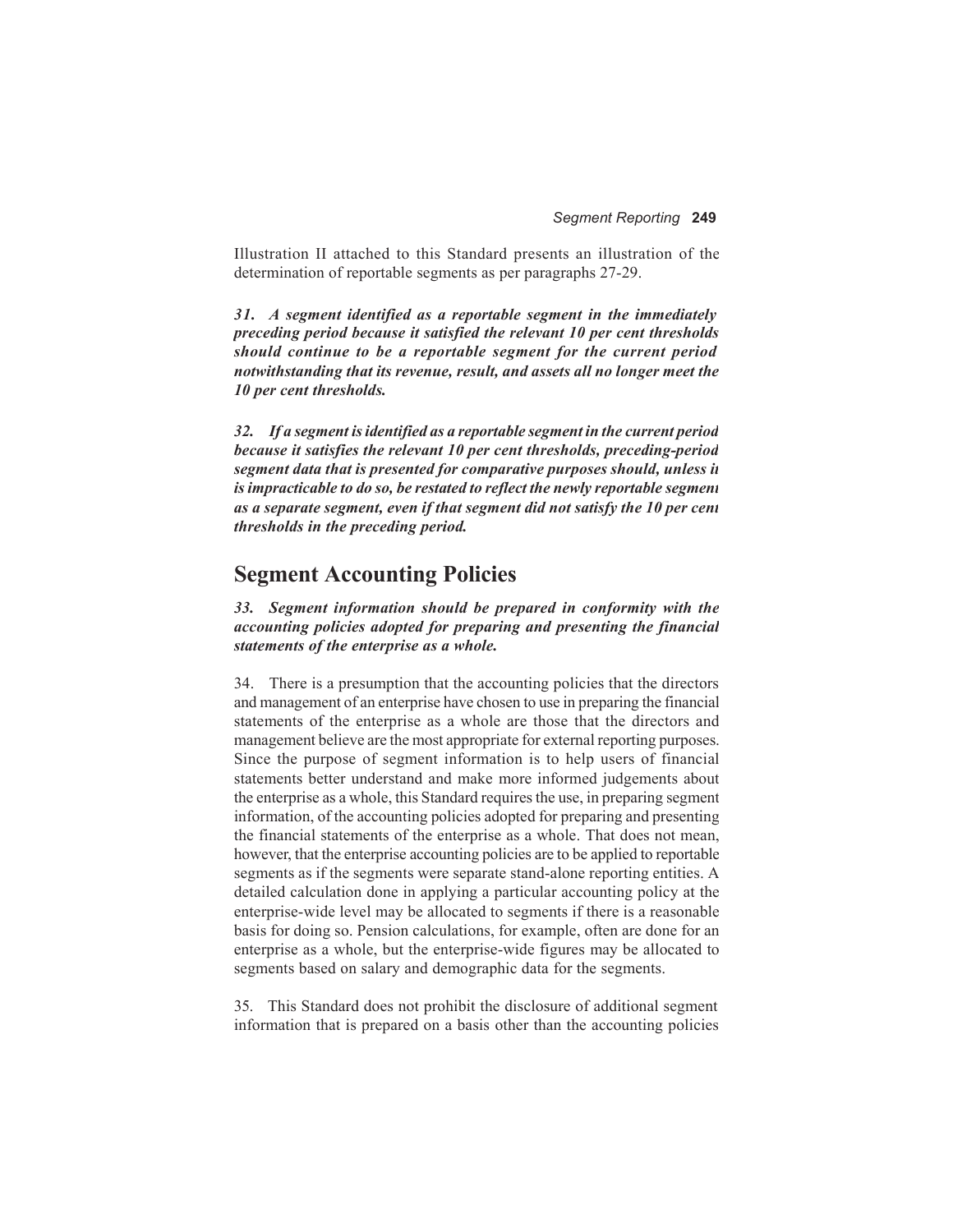Illustration II attached to this Standard presents an illustration of the determination of reportable segments as per paragraphs 27-29.

***31. A segment identified as a reportable segment in the immediately preceding period because it satisfied the relevant 10 per cent thresholds should continue to be a reportable segment for the current period notwithstanding that its revenue, result, and assets all no longer meet the 10 per cent thresholds.***

***32. If a segment is identified as a reportable segment in the current period because it satisfies the relevant 10 per cent thresholds, preceding-period segment data that is presented for comparative purposes should, unless it is impracticable to do so, be restated to reflect the newly reportable segment as a separate segment, even if that segment did not satisfy the 10 per cent thresholds in the preceding period.***

## Segment Accounting Policies

***33. Segment information should be prepared in conformity with the accounting policies adopted for preparing and presenting the financial statements of the enterprise as a whole.***

34. There is a presumption that the accounting policies that the directors and management of an enterprise have chosen to use in preparing the financial statements of the enterprise as a whole are those that the directors and management believe are the most appropriate for external reporting purposes. Since the purpose of segment information is to help users of financial statements better understand and make more informed judgements about the enterprise as a whole, this Standard requires the use, in preparing segment information, of the accounting policies adopted for preparing and presenting the financial statements of the enterprise as a whole. That does not mean, however, that the enterprise accounting policies are to be applied to reportable segments as if the segments were separate stand-alone reporting entities. A detailed calculation done in applying a particular accounting policy at the enterprise-wide level may be allocated to segments if there is a reasonable basis for doing so. Pension calculations, for example, often are done for an enterprise as a whole, but the enterprise-wide figures may be allocated to segments based on salary and demographic data for the segments.

35. This Standard does not prohibit the disclosure of additional segment information that is prepared on a basis other than the accounting policies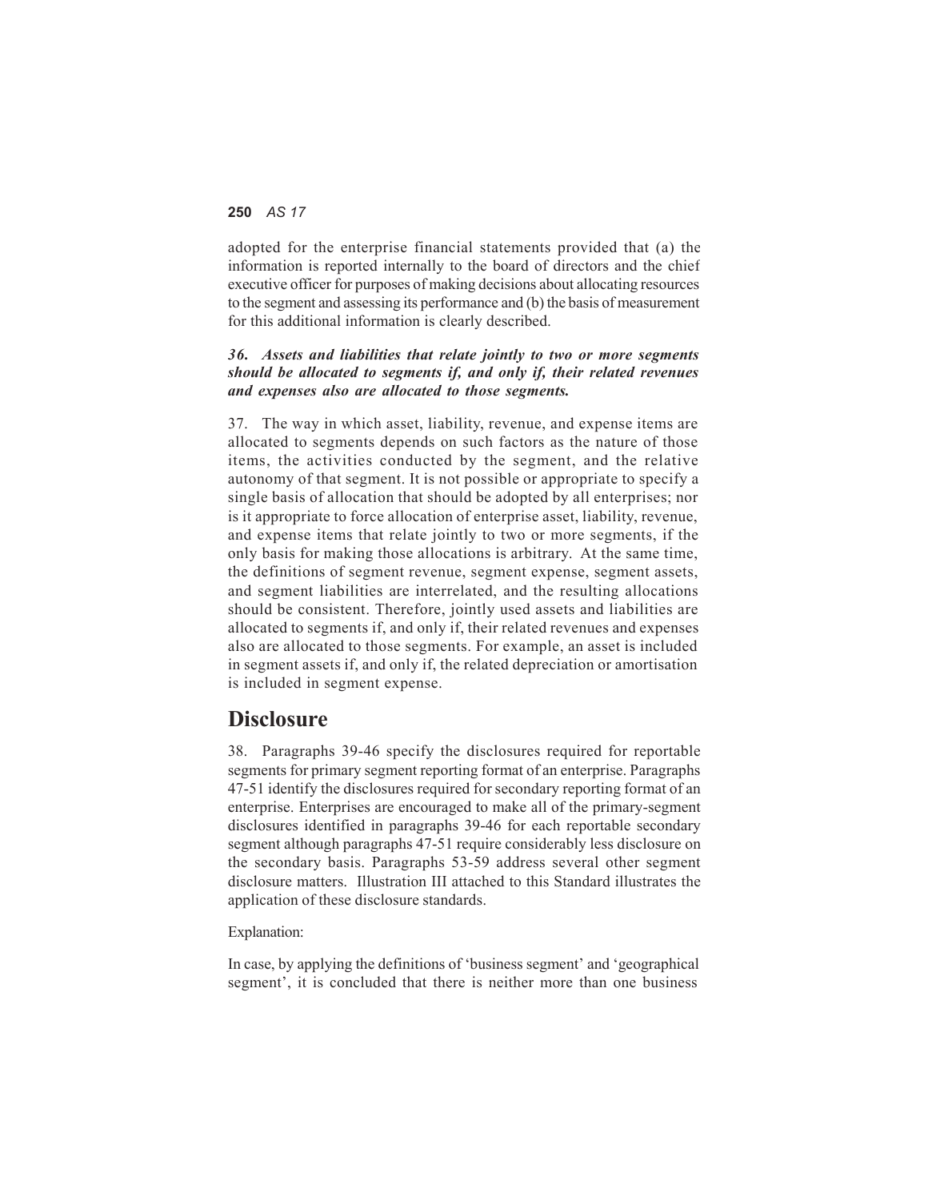adopted for the enterprise financial statements provided that (a) the information is reported internally to the board of directors and the chief executive officer for purposes of making decisions about allocating resources to the segment and assessing its performance and (b) the basis of measurement for this additional information is clearly described.

***36. Assets and liabilities that relate jointly to two or more segments should be allocated to segments if, and only if, their related revenues and expenses also are allocated to those segments.***

37. The way in which asset, liability, revenue, and expense items are allocated to segments depends on such factors as the nature of those items, the activities conducted by the segment, and the relative autonomy of that segment. It is not possible or appropriate to specify a single basis of allocation that should be adopted by all enterprises; nor is it appropriate to force allocation of enterprise asset, liability, revenue, and expense items that relate jointly to two or more segments, if the only basis for making those allocations is arbitrary. At the same time, the definitions of segment revenue, segment expense, segment assets, and segment liabilities are interrelated, and the resulting allocations should be consistent. Therefore, jointly used assets and liabilities are allocated to segments if, and only if, their related revenues and expenses also are allocated to those segments. For example, an asset is included in segment assets if, and only if, the related depreciation or amortisation is included in segment expense.

## Disclosure

38. Paragraphs 39-46 specify the disclosures required for reportable segments for primary segment reporting format of an enterprise. Paragraphs 47-51 identify the disclosures required for secondary reporting format of an enterprise. Enterprises are encouraged to make all of the primary-segment disclosures identified in paragraphs 39-46 for each reportable secondary segment although paragraphs 47-51 require considerably less disclosure on the secondary basis. Paragraphs 53-59 address several other segment disclosure matters. Illustration III attached to this Standard illustrates the application of these disclosure standards.

Explanation:

In case, by applying the definitions of 'business segment' and 'geographical segment', it is concluded that there is neither more than one business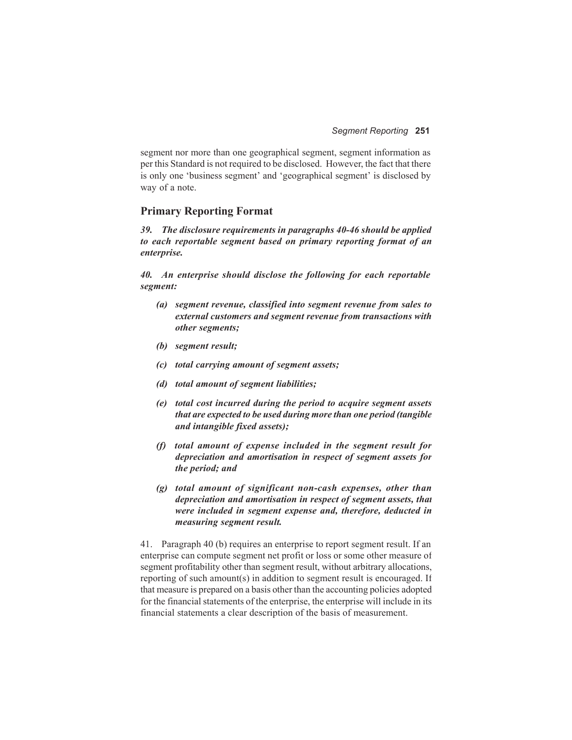segment nor more than one geographical segment, segment information as per this Standard is not required to be disclosed. However, the fact that there is only one 'business segment' and 'geographical segment' is disclosed by way of a note.

## Primary Reporting Format

***39. The disclosure requirements in paragraphs 40-46 should be applied to each reportable segment based on primary reporting format of an enterprise.***

***40. An enterprise should disclose the following for each reportable segment:***

- ***(a) segment revenue, classified into segment revenue from sales to external customers and segment revenue from transactions with other segments;***
- ***(b) segment result;***
- ***(c) total carrying amount of segment assets;***
- ***(d) total amount of segment liabilities;***
- ***(e) total cost incurred during the period to acquire segment assets that are expected to be used during more than one period (tangible and intangible fixed assets);***
- ***(f) total amount of expense included in the segment result for depreciation and amortisation in respect of segment assets for the period; and***
- ***(g) total amount of significant non-cash expenses, other than depreciation and amortisation in respect of segment assets, that were included in segment expense and, therefore, deducted in measuring segment result.***

41. Paragraph 40 (b) requires an enterprise to report segment result. If an enterprise can compute segment net profit or loss or some other measure of segment profitability other than segment result, without arbitrary allocations, reporting of such amount(s) in addition to segment result is encouraged. If that measure is prepared on a basis other than the accounting policies adopted for the financial statements of the enterprise, the enterprise will include in its financial statements a clear description of the basis of measurement.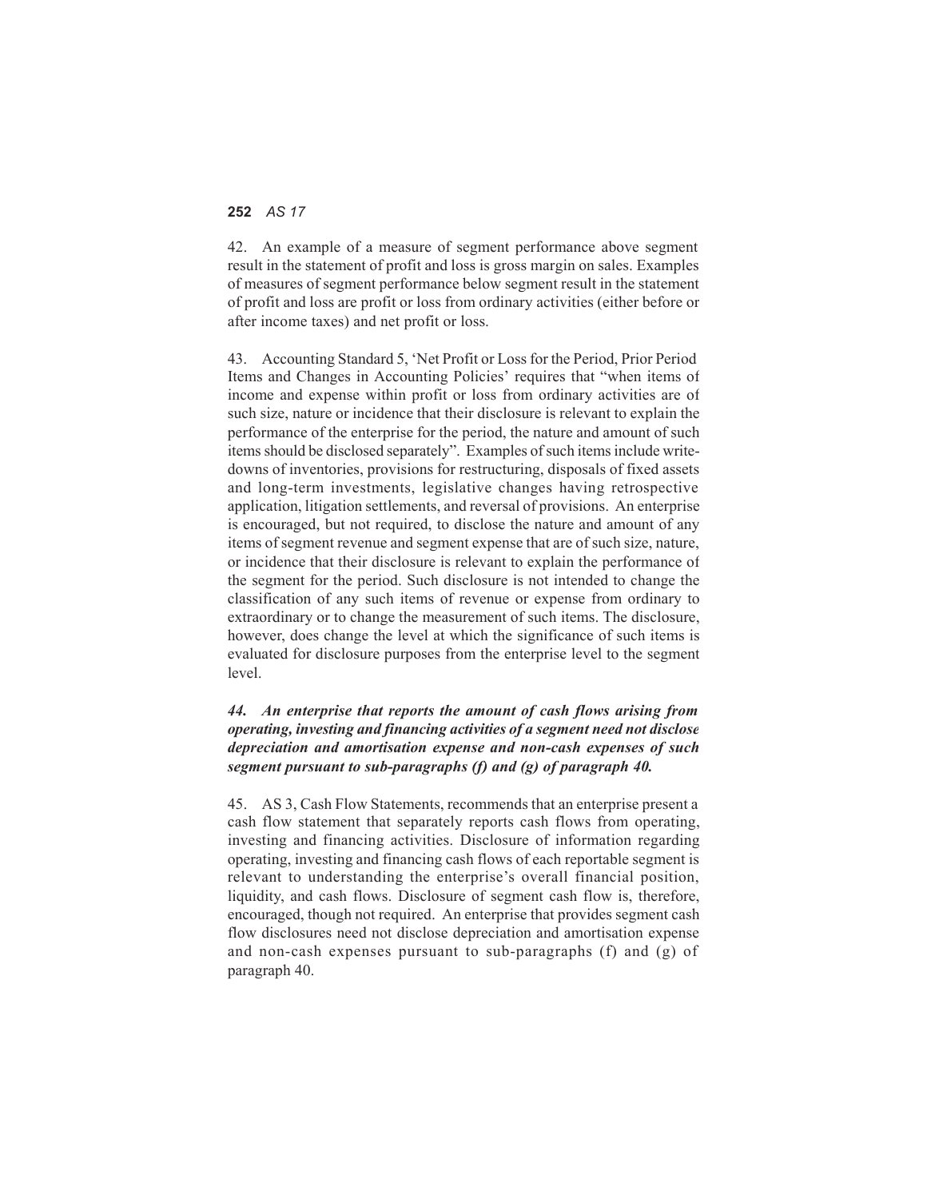42. An example of a measure of segment performance above segment result in the statement of profit and loss is gross margin on sales. Examples of measures of segment performance below segment result in the statement of profit and loss are profit or loss from ordinary activities (either before or after income taxes) and net profit or loss.

43. Accounting Standard 5, 'Net Profit or Loss for the Period, Prior Period Items and Changes in Accounting Policies' requires that "when items of income and expense within profit or loss from ordinary activities are of such size, nature or incidence that their disclosure is relevant to explain the performance of the enterprise for the period, the nature and amount of such items should be disclosed separately". Examples of such items include write-downs of inventories, provisions for restructuring, disposals of fixed assets and long-term investments, legislative changes having retrospective application, litigation settlements, and reversal of provisions. An enterprise is encouraged, but not required, to disclose the nature and amount of any items of segment revenue and segment expense that are of such size, nature, or incidence that their disclosure is relevant to explain the performance of the segment for the period. Such disclosure is not intended to change the classification of any such items of revenue or expense from ordinary to extraordinary or to change the measurement of such items. The disclosure, however, does change the level at which the significance of such items is evaluated for disclosure purposes from the enterprise level to the segment level.

***44. An enterprise that reports the amount of cash flows arising from operating, investing and financing activities of a segment need not disclose depreciation and amortisation expense and non-cash expenses of such segment pursuant to sub-paragraphs (f) and (g) of paragraph 40.***

45. AS 3, Cash Flow Statements, recommends that an enterprise present a cash flow statement that separately reports cash flows from operating, investing and financing activities. Disclosure of information regarding operating, investing and financing cash flows of each reportable segment is relevant to understanding the enterprise's overall financial position, liquidity, and cash flows. Disclosure of segment cash flow is, therefore, encouraged, though not required. An enterprise that provides segment cash flow disclosures need not disclose depreciation and amortisation expense and non-cash expenses pursuant to sub-paragraphs (f) and (g) of paragraph 40.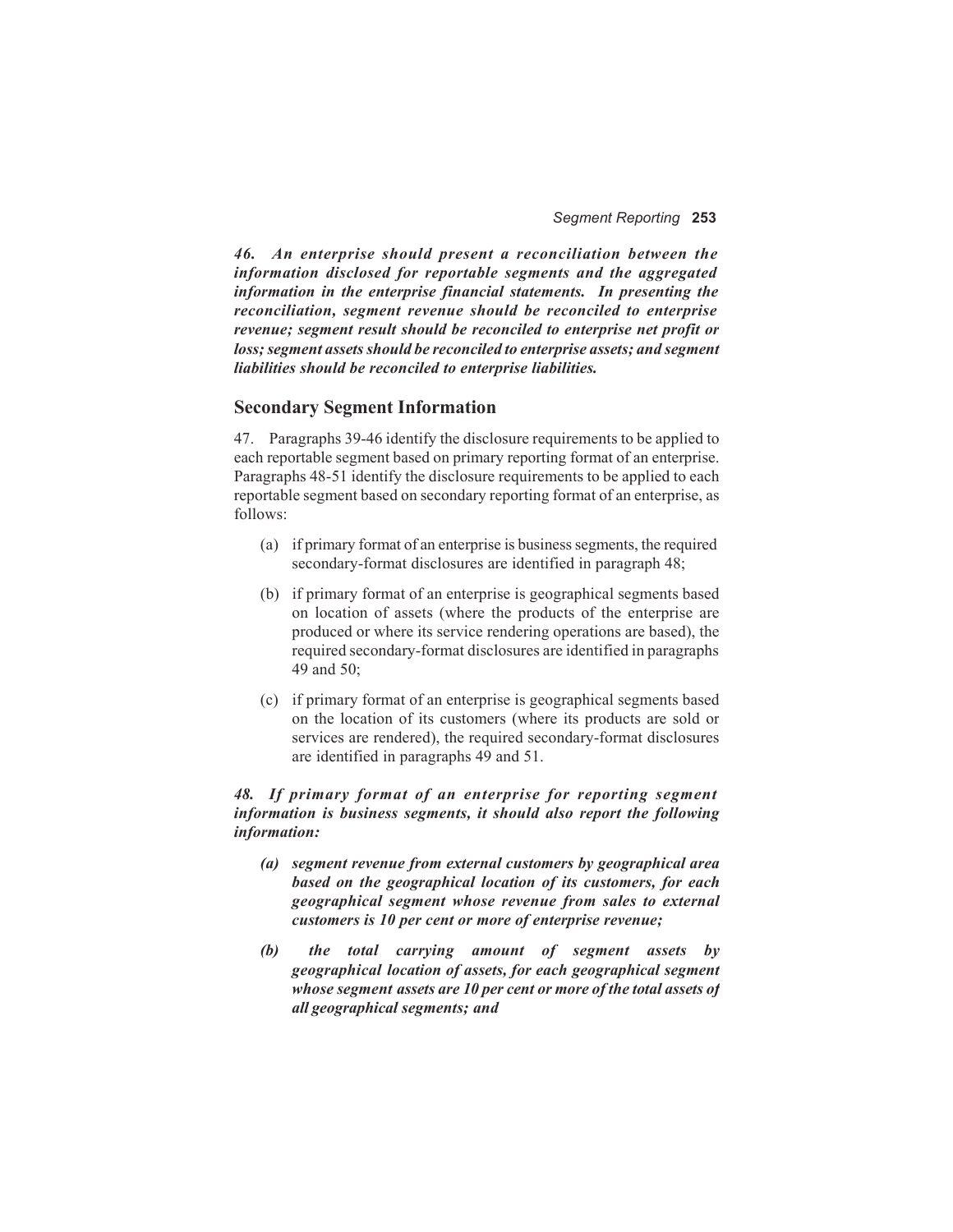***46. An enterprise should present a reconciliation between the information disclosed for reportable segments and the aggregated information in the enterprise financial statements. In presenting the reconciliation, segment revenue should be reconciled to enterprise revenue; segment result should be reconciled to enterprise net profit or loss; segment assets should be reconciled to enterprise assets; and segment liabilities should be reconciled to enterprise liabilities.***

## Secondary Segment Information

47. Paragraphs 39-46 identify the disclosure requirements to be applied to each reportable segment based on primary reporting format of an enterprise. Paragraphs 48-51 identify the disclosure requirements to be applied to each reportable segment based on secondary reporting format of an enterprise, as follows:

(a) if primary format of an enterprise is business segments, the required secondary-format disclosures are identified in paragraph 48;

(b) if primary format of an enterprise is geographical segments based on location of assets (where the products of the enterprise are produced or where its service rendering operations are based), the required secondary-format disclosures are identified in paragraphs 49 and 50;

(c) if primary format of an enterprise is geographical segments based on the location of its customers (where its products are sold or services are rendered), the required secondary-format disclosures are identified in paragraphs 49 and 51.

***48. If primary format of an enterprise for reporting segment information is business segments, it should also report the following information:***

***(a) segment revenue from external customers by geographical area based on the geographical location of its customers, for each geographical segment whose revenue from sales to external customers is 10 per cent or more of enterprise revenue;***

***(b) the total carrying amount of segment assets by geographical location of assets, for each geographical segment whose segment assets are 10 per cent or more of the total assets of all geographical segments; and***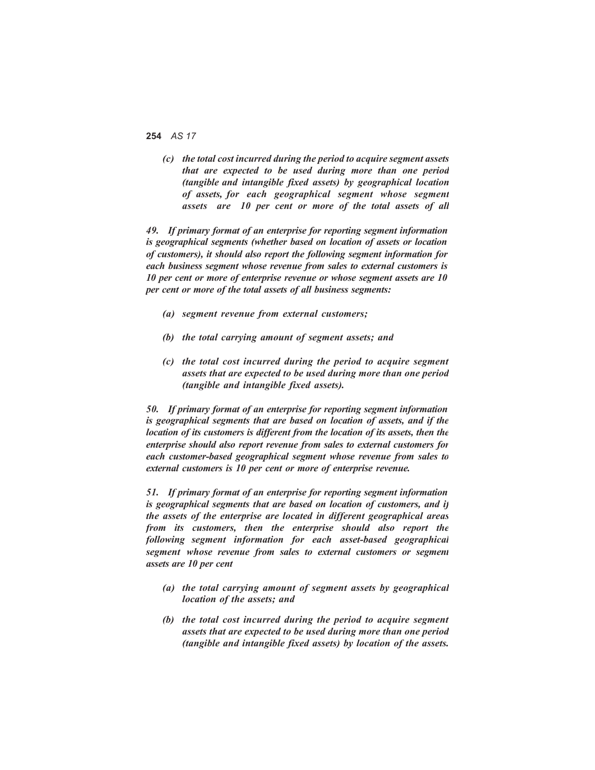*(c) the total cost incurred during the period to acquire segment assets that are expected to be used during more than one period (tangible and intangible fixed assets) by geographical location of assets, for each geographical segment whose segment assets are 10 per cent or more of the total assets of all*

*49. If primary format of an enterprise for reporting segment information is geographical segments (whether based on location of assets or location of customers), it should also report the following segment information for each business segment whose revenue from sales to external customers is 10 per cent or more of enterprise revenue or whose segment assets are 10 per cent or more of the total assets of all business segments:*

*(a) segment revenue from external customers;*

*(b) the total carrying amount of segment assets; and*

*(c) the total cost incurred during the period to acquire segment assets that are expected to be used during more than one period (tangible and intangible fixed assets).*

*50. If primary format of an enterprise for reporting segment information is geographical segments that are based on location of assets, and if the location of its customers is different from the location of its assets, then the enterprise should also report revenue from sales to external customers for each customer-based geographical segment whose revenue from sales to external customers is 10 per cent or more of enterprise revenue.*

*51. If primary format of an enterprise for reporting segment information is geographical segments that are based on location of customers, and if the assets of the enterprise are located in different geographical areas from its customers, then the enterprise should also report the following segment information for each asset-based geographical segment whose revenue from sales to external customers or segment assets are 10 per cent*

*(a) the total carrying amount of segment assets by geographical location of the assets; and*

*(b) the total cost incurred during the period to acquire segment assets that are expected to be used during more than one period (tangible and intangible fixed assets) by location of the assets.*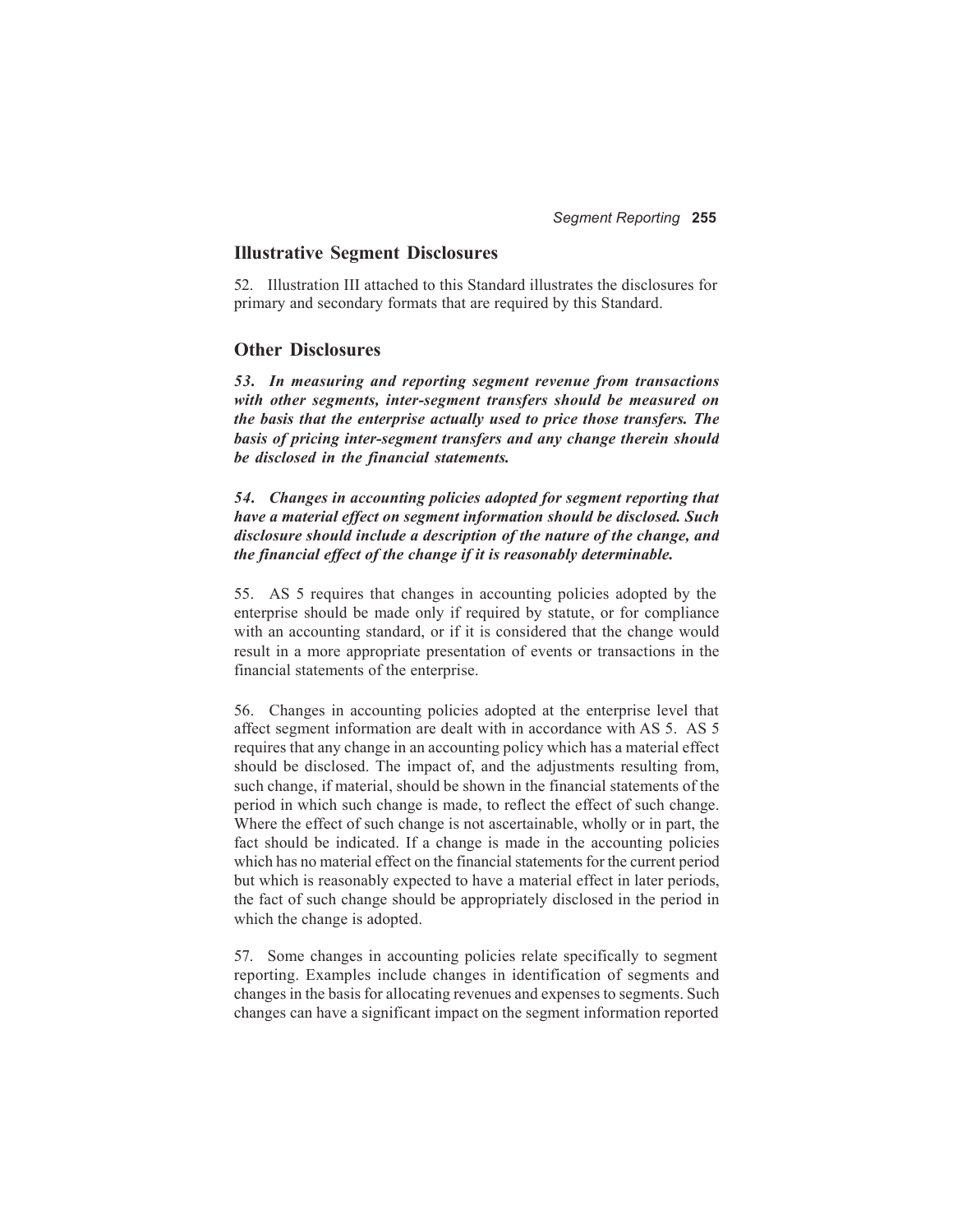## Illustrative Segment Disclosures

52. Illustration III attached to this Standard illustrates the disclosures for primary and secondary formats that are required by this Standard.

## Other Disclosures

***53. In measuring and reporting segment revenue from transactions with other segments, inter-segment transfers should be measured on the basis that the enterprise actually used to price those transfers. The basis of pricing inter-segment transfers and any change therein should be disclosed in the financial statements.***

***54. Changes in accounting policies adopted for segment reporting that have a material effect on segment information should be disclosed. Such disclosure should include a description of the nature of the change, and the financial effect of the change if it is reasonably determinable.***

55. AS 5 requires that changes in accounting policies adopted by the enterprise should be made only if required by statute, or for compliance with an accounting standard, or if it is considered that the change would result in a more appropriate presentation of events or transactions in the financial statements of the enterprise.

56. Changes in accounting policies adopted at the enterprise level that affect segment information are dealt with in accordance with AS 5. AS 5 requires that any change in an accounting policy which has a material effect should be disclosed. The impact of, and the adjustments resulting from, such change, if material, should be shown in the financial statements of the period in which such change is made, to reflect the effect of such change. Where the effect of such change is not ascertainable, wholly or in part, the fact should be indicated. If a change is made in the accounting policies which has no material effect on the financial statements for the current period but which is reasonably expected to have a material effect in later periods, the fact of such change should be appropriately disclosed in the period in which the change is adopted.

57. Some changes in accounting policies relate specifically to segment reporting. Examples include changes in identification of segments and changes in the basis for allocating revenues and expenses to segments. Such changes can have a significant impact on the segment information reported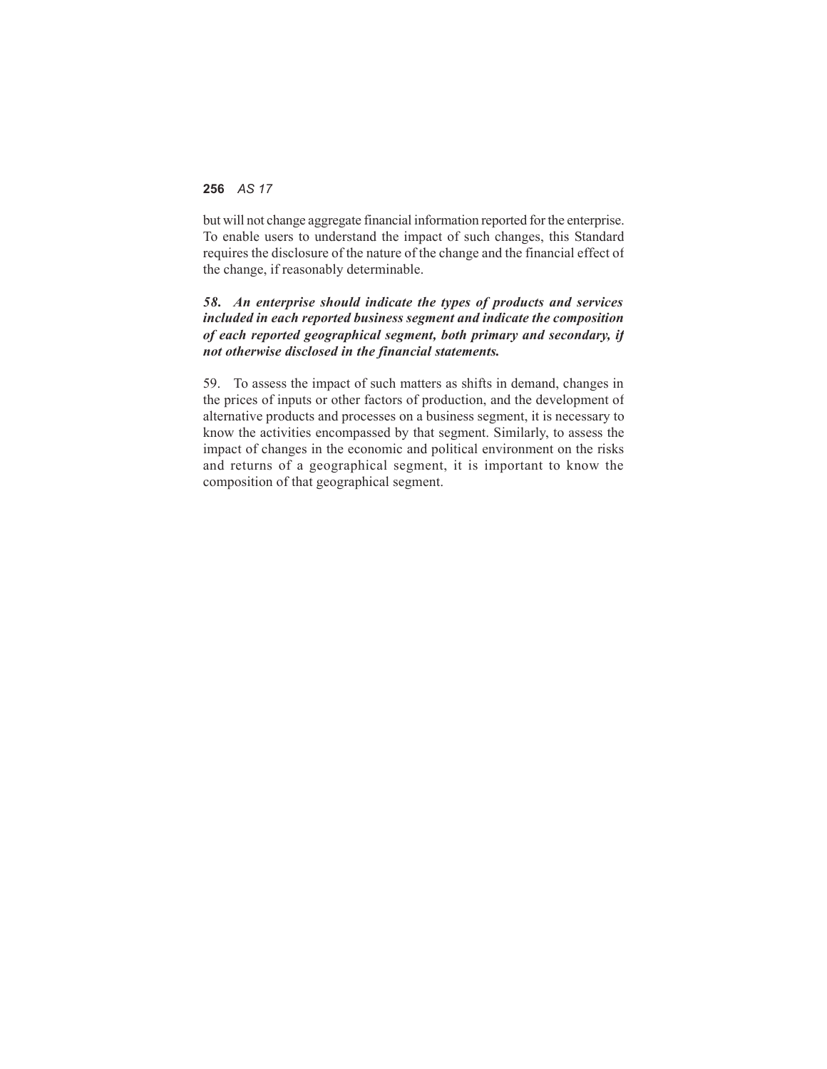but will not change aggregate financial information reported for the enterprise. To enable users to understand the impact of such changes, this Standard requires the disclosure of the nature of the change and the financial effect of the change, if reasonably determinable.

***58. An enterprise should indicate the types of products and services included in each reported business segment and indicate the composition of each reported geographical segment, both primary and secondary, if not otherwise disclosed in the financial statements.***

59. To assess the impact of such matters as shifts in demand, changes in the prices of inputs or other factors of production, and the development of alternative products and processes on a business segment, it is necessary to know the activities encompassed by that segment. Similarly, to assess the impact of changes in the economic and political environment on the risks and returns of a geographical segment, it is important to know the composition of that geographical segment.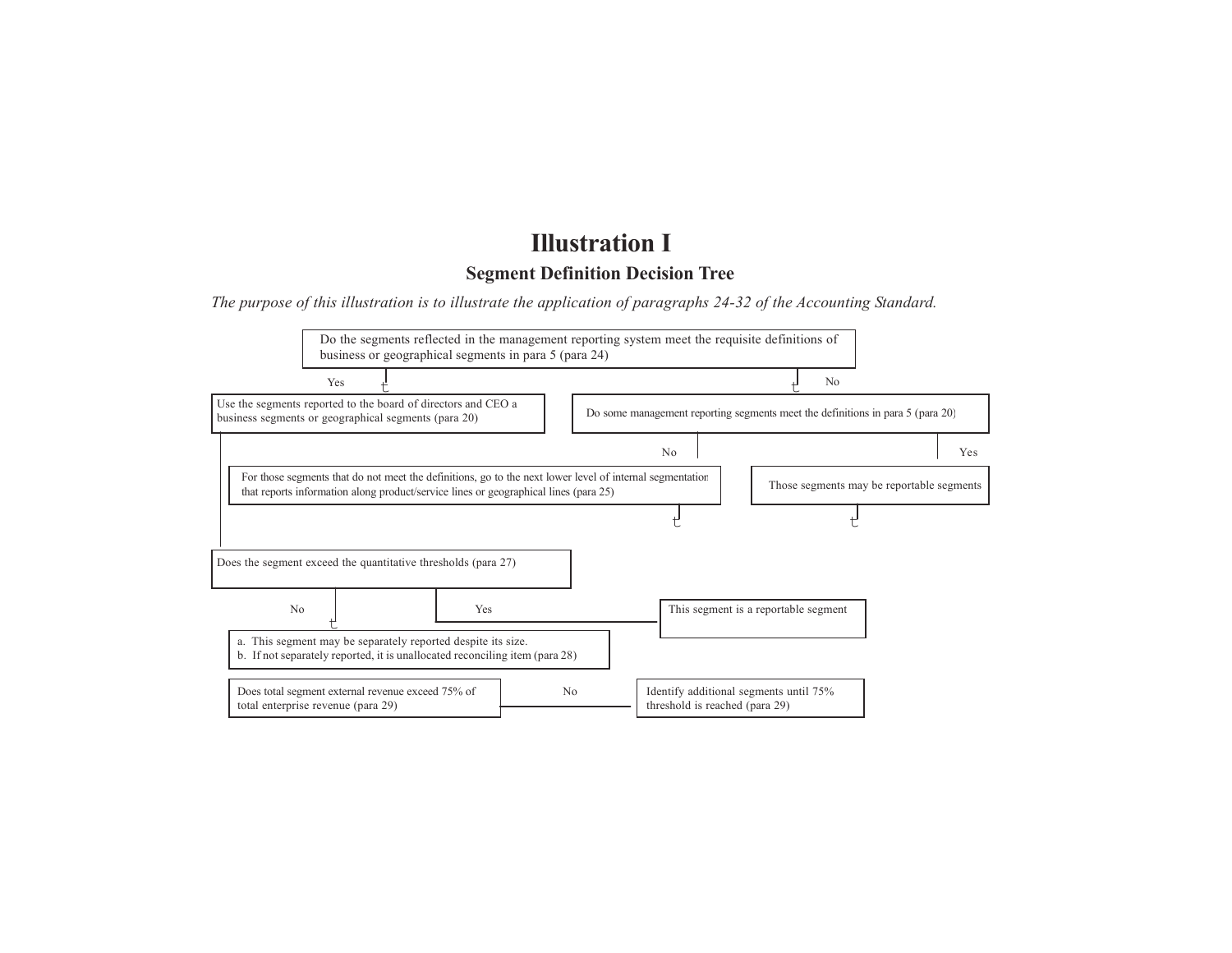# Illustration I

## Segment Definition Decision Tree

*The purpose of this illustration is to illustrate the application of paragraphs 24-32 of the Accounting Standard.*

Do the segments reflected in the management reporting system meet the requisite definitions of business or geographical segments in para 5 (para 24)

Yes

No

Use the segments reported to the board of directors and CEO a business segments or geographical segments (para 20)

Do some management reporting segments meet the definitions in para 5 (para 20)

No

Yes

For those segments that do not meet the definitions, go to the next lower level of internal segmentation that reports information along product/service lines or geographical lines (para 25)

Those segments may be reportable segments

Does the segment exceed the quantitative thresholds (para 27)

No

Yes

This segment is a reportable segment

a. This segment may be separately reported despite its size.
b. If not separately reported, it is unallocated reconciling item (para 28)

Does total segment external revenue exceed 75% of total enterprise revenue (para 29)

No

Identify additional segments until 75% threshold is reached (para 29)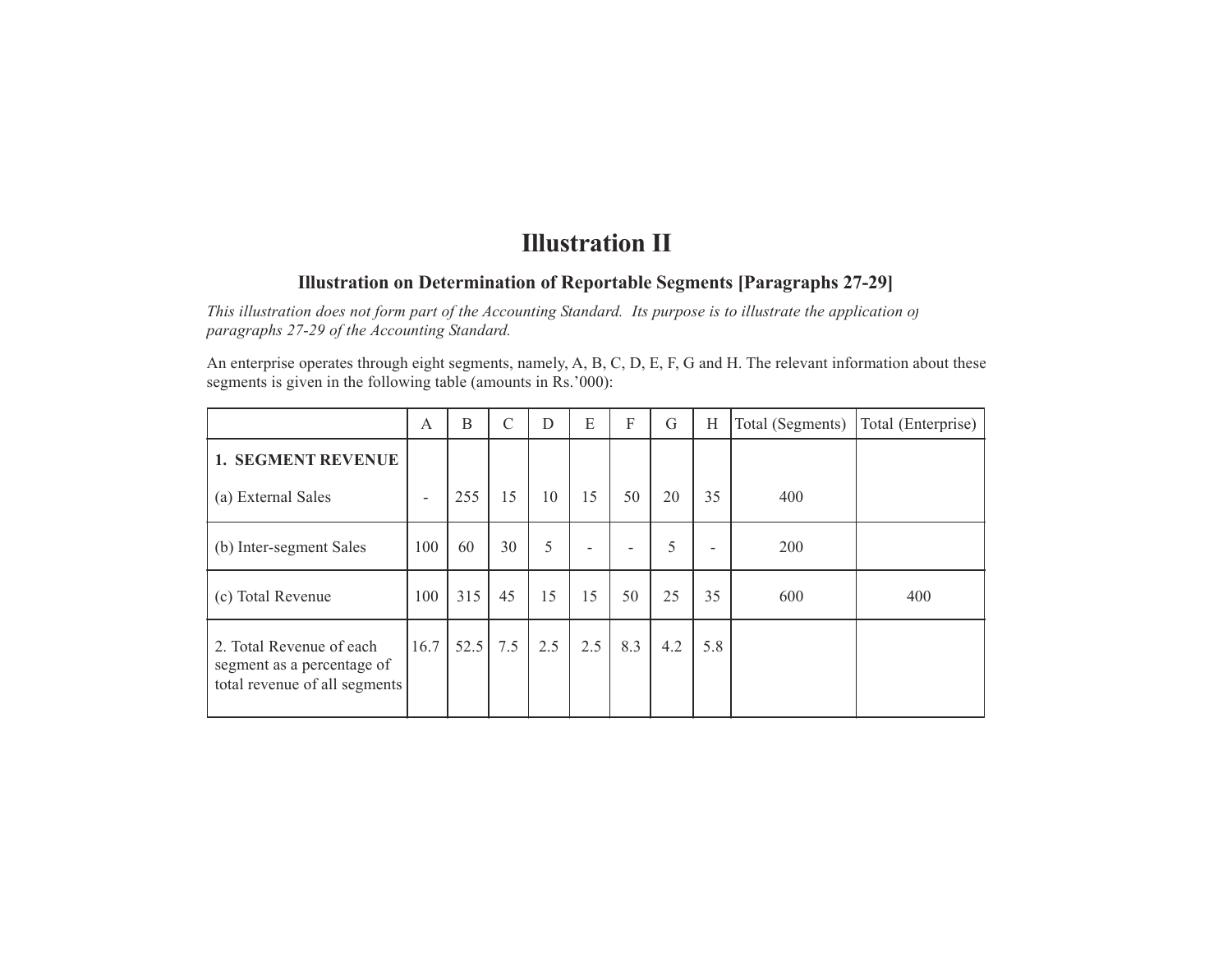# Illustration II

## Illustration on Determination of Reportable Segments [Paragraphs 27-29]

*This illustration does not form part of the Accounting Standard. Its purpose is to illustrate the application of paragraphs 27-29 of the Accounting Standard.*

An enterprise operates through eight segments, namely, A, B, C, D, E, F, G and H. The relevant information about these segments is given in the following table (amounts in Rs.'000):

| | A | B | C | D | E | F | G | H | Total (Segments) | Total (Enterprise) |
|---|---|---|---|---|---|---|---|---|---|---|
| **1. SEGMENT REVENUE** | | | | | | | | | | |
| (a) External Sales | - | 255 | 15 | 10 | 15 | 50 | 20 | 35 | 400 | |
| (b) Inter-segment Sales | 100 | 60 | 30 | 5 | - | - | 5 | - | 200 | |
| (c) Total Revenue | 100 | 315 | 45 | 15 | 15 | 50 | 25 | 35 | 600 | 400 |
| 2. Total Revenue of each segment as a percentage of total revenue of all segments | 16.7 | 52.5 | 7.5 | 2.5 | 2.5 | 8.3 | 4.2 | 5.8 | | |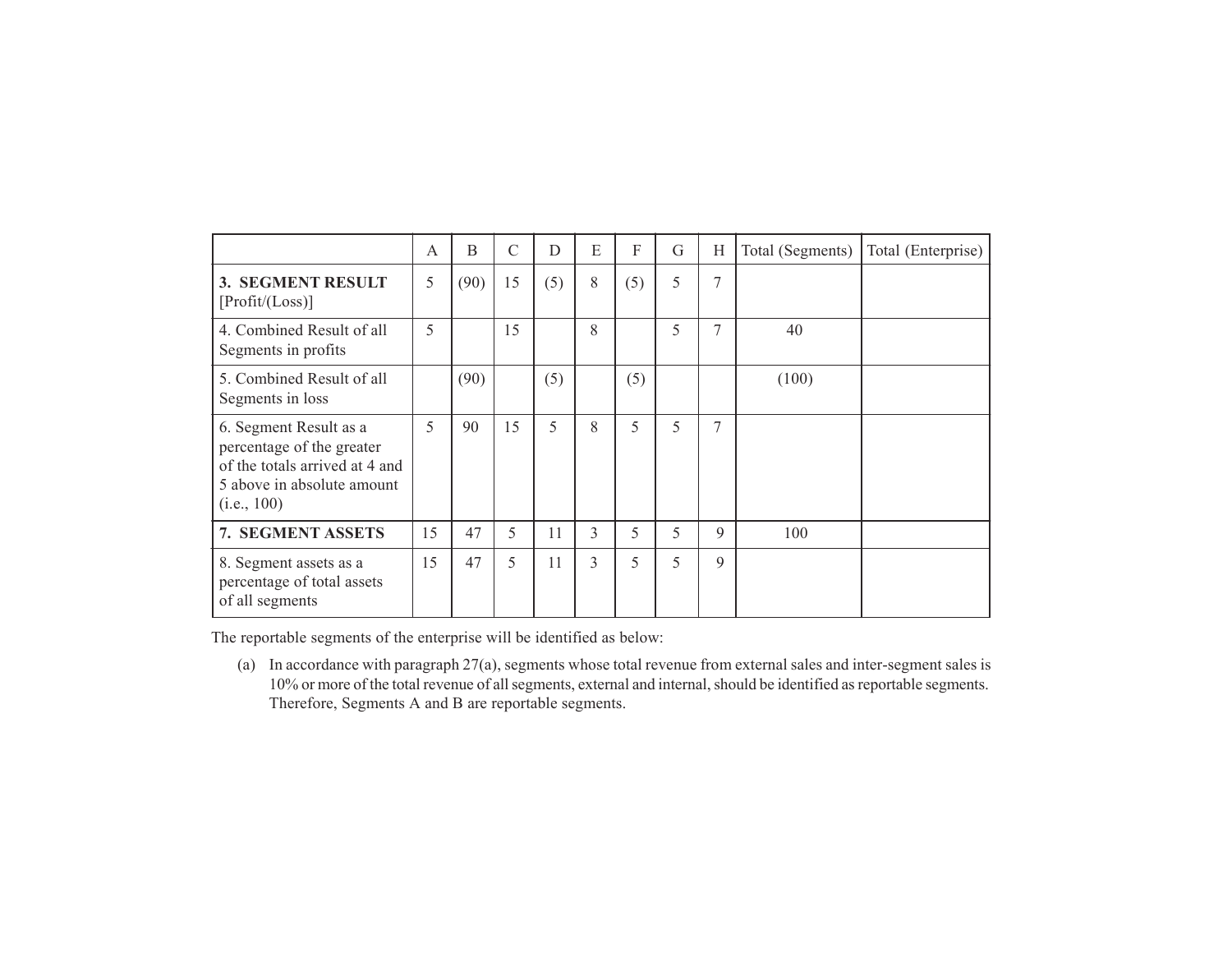| | A | B | C | D | E | F | G | H | Total (Segments) | Total (Enterprise) |
|---|---|---|---|---|---|---|---|---|---|---|
| **3. SEGMENT RESULT** [Profit/(Loss)] | 5 | (90) | 15 | (5) | 8 | (5) | 5 | 7 | | |
| 4. Combined Result of all Segments in profits | 5 | | 15 | | 8 | | 5 | 7 | 40 | |
| 5. Combined Result of all Segments in loss | | (90) | | (5) | | (5) | | | (100) | |
| 6. Segment Result as a percentage of the greater of the totals arrived at 4 and 5 above in absolute amount (i.e., 100) | 5 | 90 | 15 | 5 | 8 | 5 | 5 | 7 | | |
| **7. SEGMENT ASSETS** | 15 | 47 | 5 | 11 | 3 | 5 | 5 | 9 | 100 | |
| 8. Segment assets as a percentage of total assets of all segments | 15 | 47 | 5 | 11 | 3 | 5 | 5 | 9 | | |

The reportable segments of the enterprise will be identified as below:

(a) In accordance with paragraph 27(a), segments whose total revenue from external sales and inter-segment sales is 10% or more of the total revenue of all segments, external and internal, should be identified as reportable segments. Therefore, Segments A and B are reportable segments.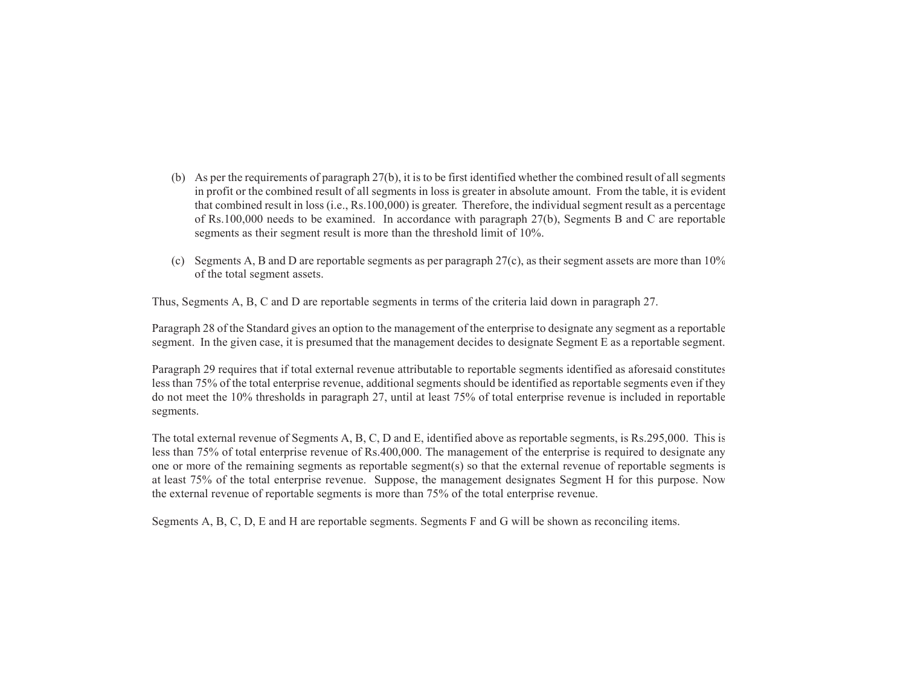(b) As per the requirements of paragraph 27(b), it is to be first identified whether the combined result of all segments in profit or the combined result of all segments in loss is greater in absolute amount. From the table, it is evident that combined result in loss (i.e., Rs.100,000) is greater. Therefore, the individual segment result as a percentage of Rs.100,000 needs to be examined. In accordance with paragraph 27(b), Segments B and C are reportable segments as their segment result is more than the threshold limit of 10%.

(c) Segments A, B and D are reportable segments as per paragraph 27(c), as their segment assets are more than 10% of the total segment assets.

Thus, Segments A, B, C and D are reportable segments in terms of the criteria laid down in paragraph 27.

Paragraph 28 of the Standard gives an option to the management of the enterprise to designate any segment as a reportable segment. In the given case, it is presumed that the management decides to designate Segment E as a reportable segment.

Paragraph 29 requires that if total external revenue attributable to reportable segments identified as aforesaid constitutes less than 75% of the total enterprise revenue, additional segments should be identified as reportable segments even if they do not meet the 10% thresholds in paragraph 27, until at least 75% of total enterprise revenue is included in reportable segments.

The total external revenue of Segments A, B, C, D and E, identified above as reportable segments, is Rs.295,000. This is less than 75% of total enterprise revenue of Rs.400,000. The management of the enterprise is required to designate any one or more of the remaining segments as reportable segment(s) so that the external revenue of reportable segments is at least 75% of the total enterprise revenue. Suppose, the management designates Segment H for this purpose. Now the external revenue of reportable segments is more than 75% of the total enterprise revenue.

Segments A, B, C, D, E and H are reportable segments. Segments F and G will be shown as reconciling items.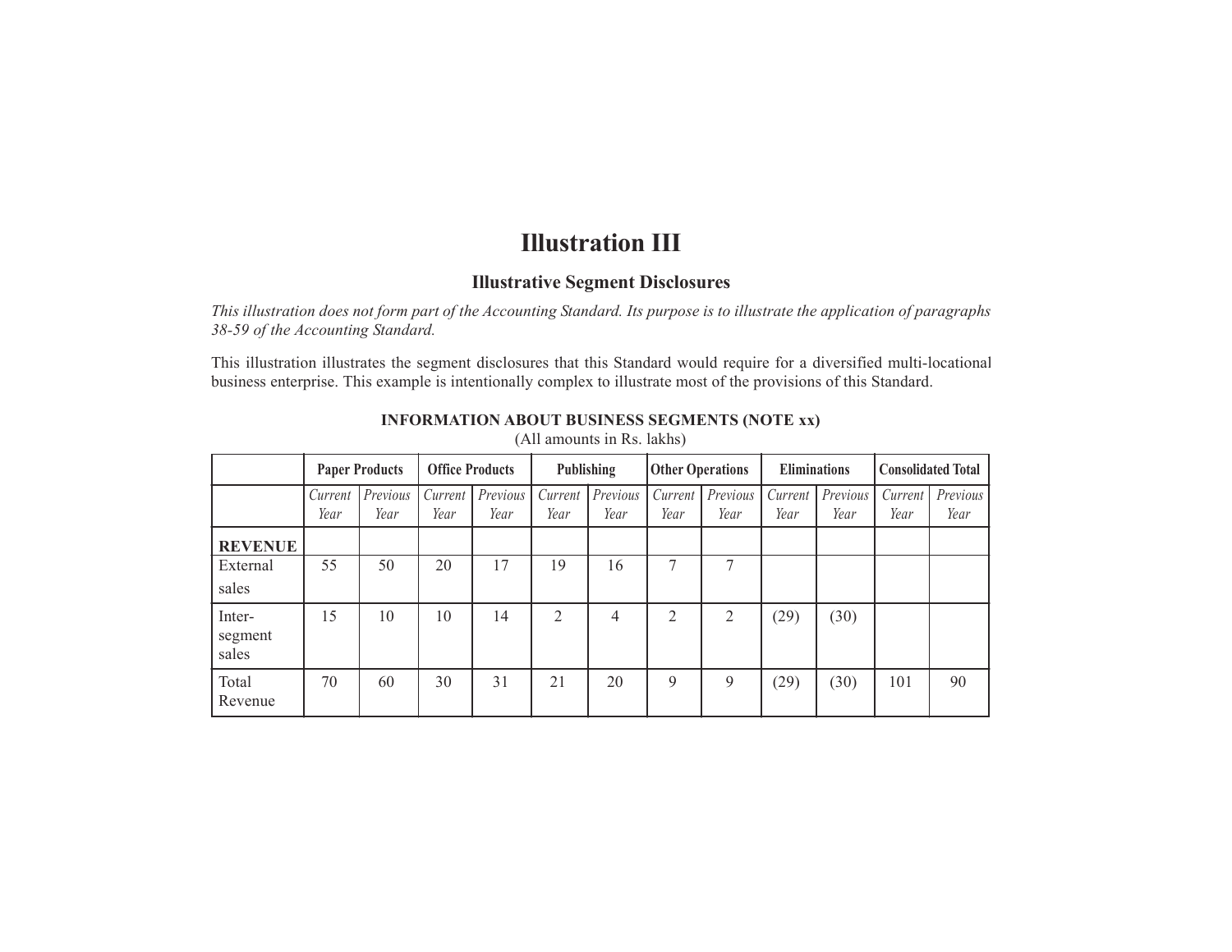# Illustration III

## Illustrative Segment Disclosures

*This illustration does not form part of the Accounting Standard. Its purpose is to illustrate the application of paragraphs 38-59 of the Accounting Standard.*

This illustration illustrates the segment disclosures that this Standard would require for a diversified multi-locational business enterprise. This example is intentionally complex to illustrate most of the provisions of this Standard.

**INFORMATION ABOUT BUSINESS SEGMENTS (NOTE xx)**

(All amounts in Rs. lakhs)

| | Paper Products | | Office Products | | Publishing | | Other Operations | | Eliminations | | Consolidated Total | |
|---|---|---|---|---|---|---|---|---|---|---|---|---|
| | *Current Year* | *Previous Year* | *Current Year* | *Previous Year* | *Current Year* | *Previous Year* | *Current Year* | *Previous Year* | *Current Year* | *Previous Year* | *Current Year* | *Previous Year* |
| **REVENUE** | | | | | | | | | | | | |
| External sales | 55 | 50 | 20 | 17 | 19 | 16 | 7 | 7 | | | | |
| Inter-segment sales | 15 | 10 | 10 | 14 | 2 | 4 | 2 | 2 | (29) | (30) | | |
| Total Revenue | 70 | 60 | 30 | 31 | 21 | 20 | 9 | 9 | (29) | (30) | 101 | 90 |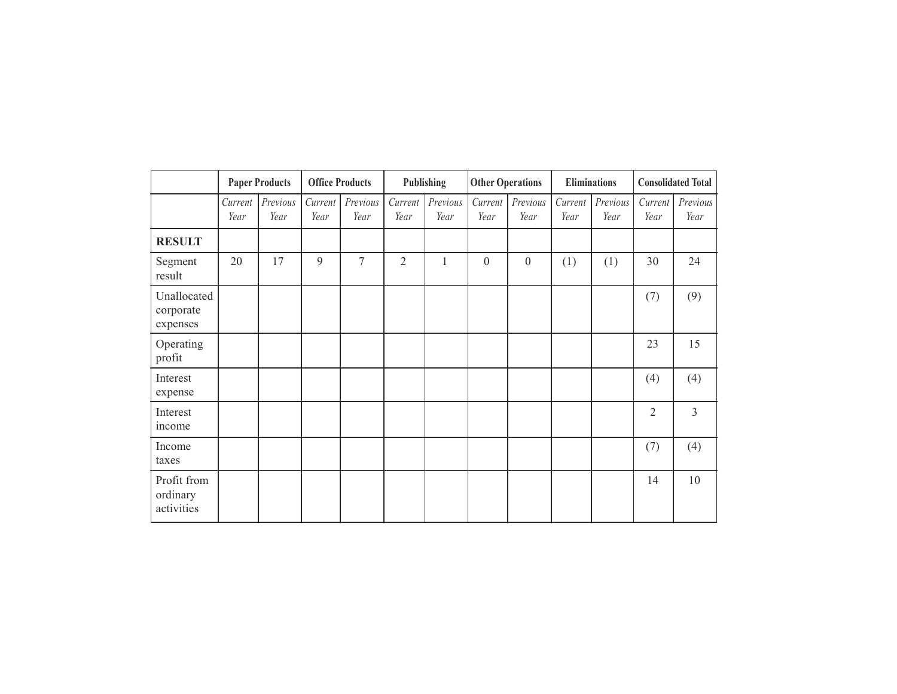| | Paper Products | | Office Products | | Publishing | | Other Operations | | Eliminations | | Consolidated Total | |
|---|---|---|---|---|---|---|---|---|---|---|---|---|
| | *Current Year* | *Previous Year* | *Current Year* | *Previous Year* | *Current Year* | *Previous Year* | *Current Year* | *Previous Year* | *Current Year* | *Previous Year* | *Current Year* | *Previous Year* |
| **RESULT** | | | | | | | | | | | | |
| Segment result | 20 | 17 | 9 | 7 | 2 | 1 | 0 | 0 | (1) | (1) | 30 | 24 |
| Unallocated corporate expenses | | | | | | | | | | | (7) | (9) |
| Operating profit | | | | | | | | | | | 23 | 15 |
| Interest expense | | | | | | | | | | | (4) | (4) |
| Interest income | | | | | | | | | | | 2 | 3 |
| Income taxes | | | | | | | | | | | (7) | (4) |
| Profit from ordinary activities | | | | | | | | | | | 14 | 10 |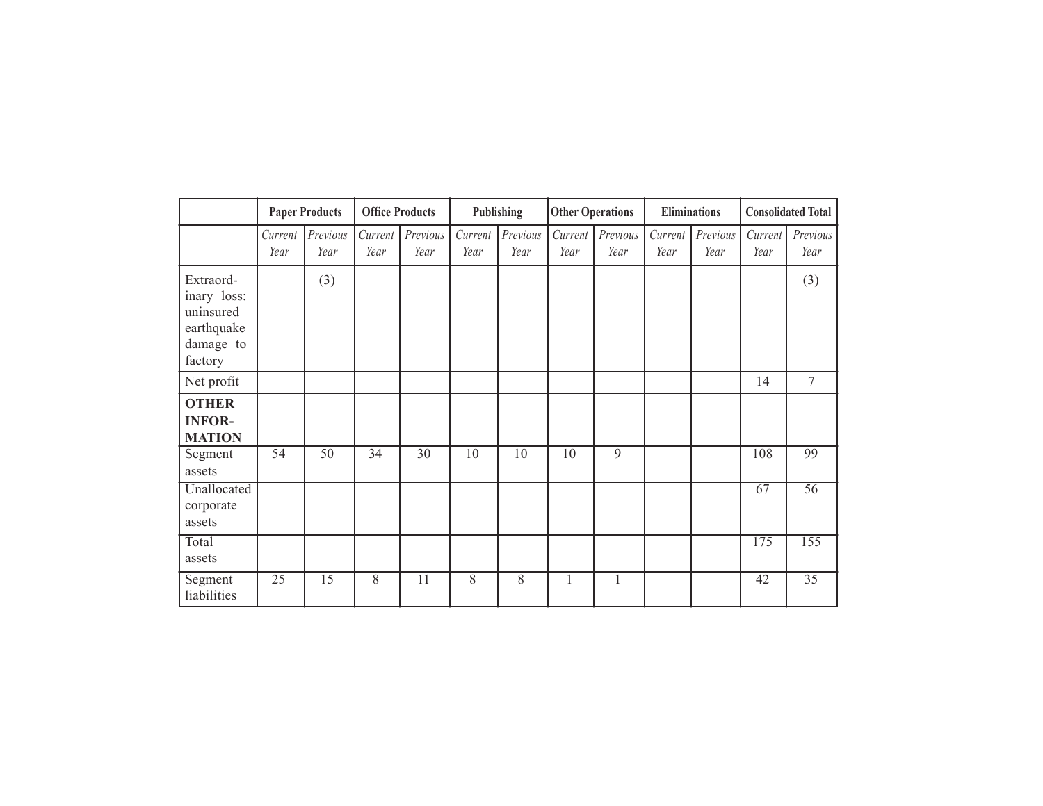| | Paper Products | | Office Products | | Publishing | | Other Operations | | Eliminations | | Consolidated Total | |
|---|---|---|---|---|---|---|---|---|---|---|---|---|
| | *Current Year* | *Previous Year* | *Current Year* | *Previous Year* | *Current Year* | *Previous Year* | *Current Year* | *Previous Year* | *Current Year* | *Previous Year* | *Current Year* | *Previous Year* |
| Extraordinary loss: uninsured earthquake damage to factory | | (3) | | | | | | | | | | (3) |
| Net profit | | | | | | | | | | | 14 | 7 |
| **OTHER INFORMATION** | | | | | | | | | | | | |
| Segment assets | 54 | 50 | 34 | 30 | 10 | 10 | 10 | 9 | | | 108 | 99 |
| Unallocated corporate assets | | | | | | | | | | | 67 | 56 |
| Total assets | | | | | | | | | | | 175 | 155 |
| Segment liabilities | 25 | 15 | 8 | 11 | 8 | 8 | 1 | 1 | | | 42 | 35 |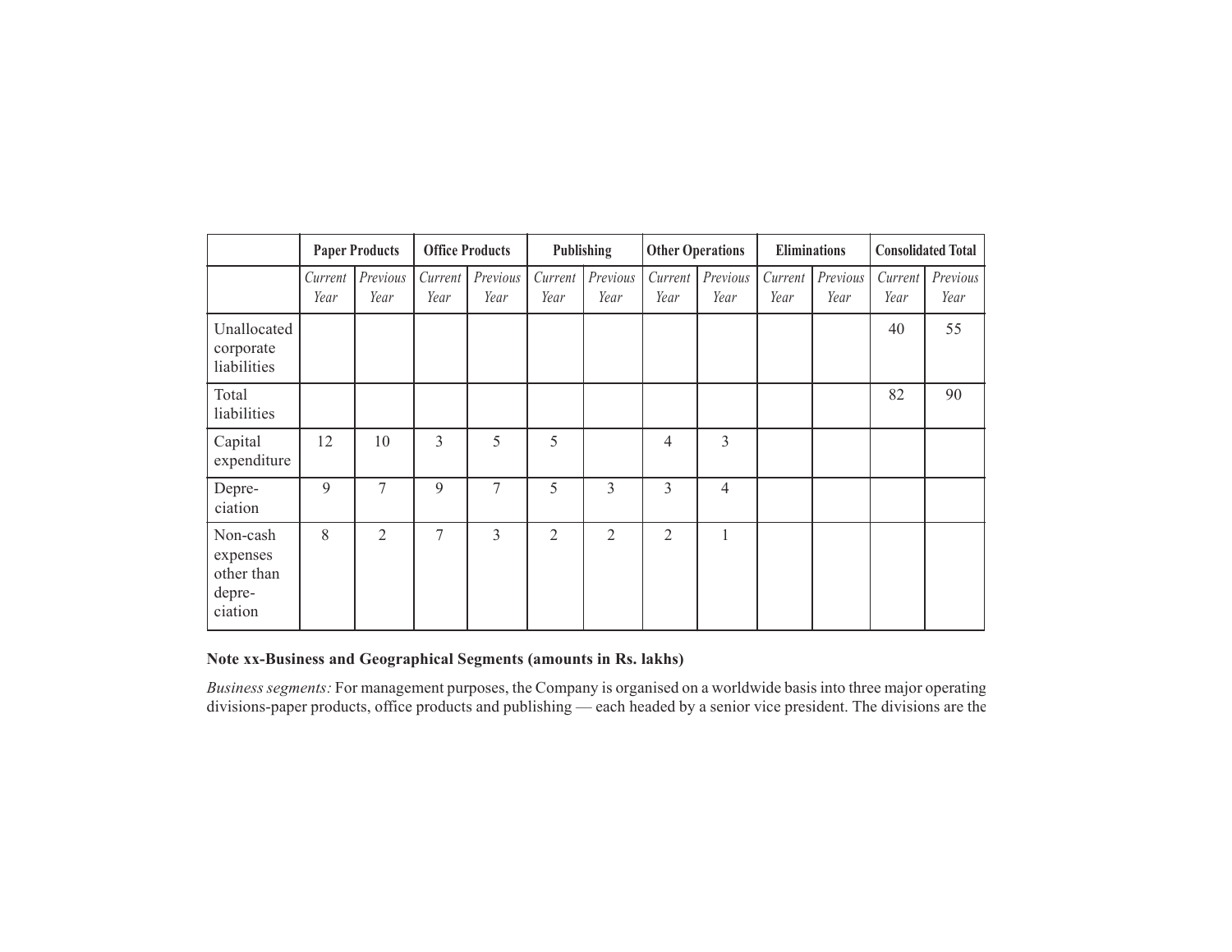| | Paper Products | | Office Products | | Publishing | | Other Operations | | Eliminations | | Consolidated Total | |
|---|---|---|---|---|---|---|---|---|---|---|---|---|
| | *Current Year* | *Previous Year* | *Current Year* | *Previous Year* | *Current Year* | *Previous Year* | *Current Year* | *Previous Year* | *Current Year* | *Previous Year* | *Current Year* | *Previous Year* |
| Unallocated corporate liabilities | | | | | | | | | | | 40 | 55 |
| Total liabilities | | | | | | | | | | | 82 | 90 |
| Capital expenditure | 12 | 10 | 3 | 5 | 5 | | 4 | 3 | | | | |
| Depre-ciation | 9 | 7 | 9 | 7 | 5 | 3 | 3 | 4 | | | | |
| Non-cash expenses other than depre-ciation | 8 | 2 | 7 | 3 | 2 | 2 | 2 | 1 | | | | |

**Note xx-Business and Geographical Segments (amounts in Rs. lakhs)**

*Business segments:* For management purposes, the Company is organised on a worldwide basis into three major operating divisions-paper products, office products and publishing — each headed by a senior vice president. The divisions are the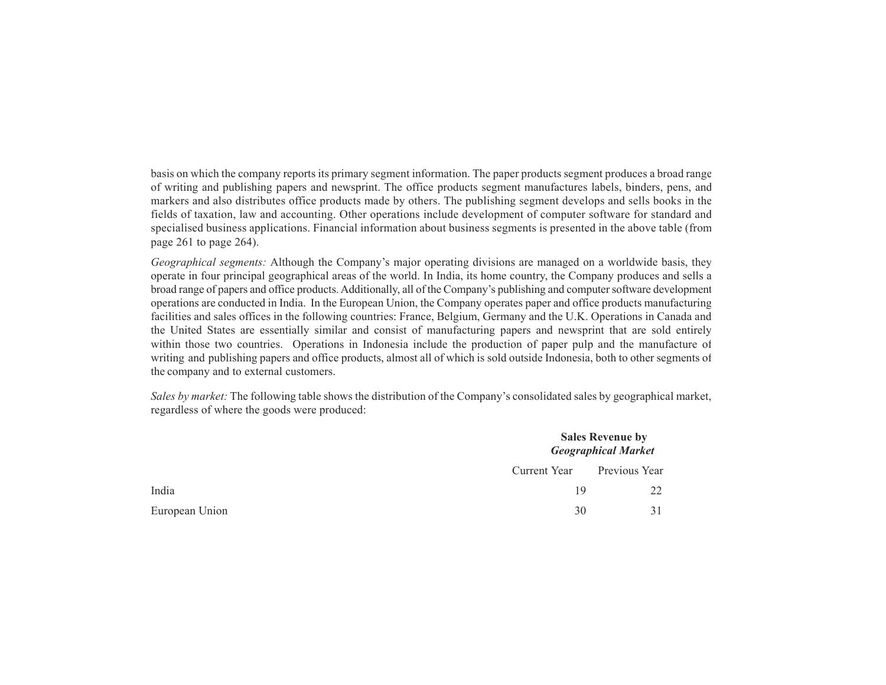basis on which the company reports its primary segment information. The paper products segment produces a broad range of writing and publishing papers and newsprint. The office products segment manufactures labels, binders, pens, and markers and also distributes office products made by others. The publishing segment develops and sells books in the fields of taxation, law and accounting. Other operations include development of computer software for standard and specialised business applications. Financial information about business segments is presented in the above table (from page 261 to page 264).

*Geographical segments:* Although the Company's major operating divisions are managed on a worldwide basis, they operate in four principal geographical areas of the world. In India, its home country, the Company produces and sells a broad range of papers and office products. Additionally, all of the Company's publishing and computer software development operations are conducted in India. In the European Union, the Company operates paper and office products manufacturing facilities and sales offices in the following countries: France, Belgium, Germany and the U.K. Operations in Canada and the United States are essentially similar and consist of manufacturing papers and newsprint that are sold entirely within those two countries. Operations in Indonesia include the production of paper pulp and the manufacture of writing and publishing papers and office products, almost all of which is sold outside Indonesia, both to other segments of the company and to external customers.

*Sales by market:* The following table shows the distribution of the Company's consolidated sales by geographical market, regardless of where the goods were produced:

| | **Sales Revenue by *Geographical Market*** | |
|---|---|---|
| | Current Year | Previous Year |
| India | 19 | 22 |
| European Union | 30 | 31 |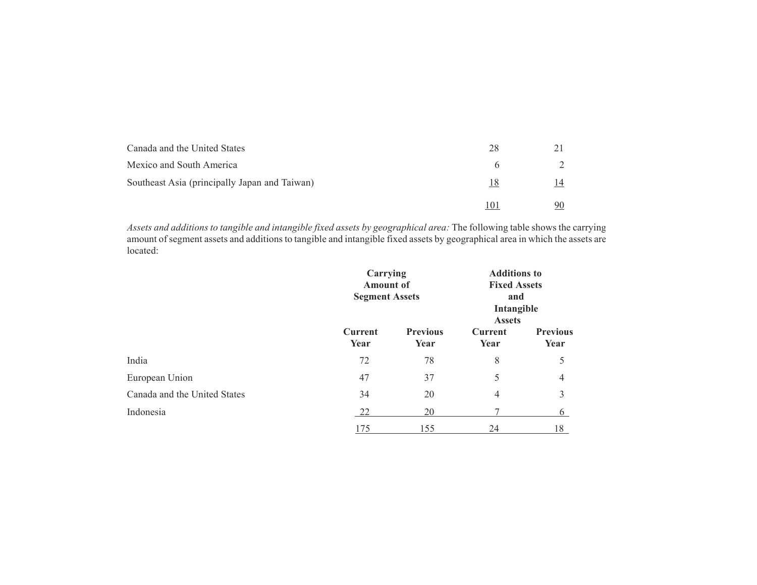| | | |
|---|---|---|
| Canada and the United States | 28 | 21 |
| Mexico and South America | 6 | 2 |
| Southeast Asia (principally Japan and Taiwan) | 18 | 14 |
| | 101 | 90 |

*Assets and additions to tangible and intangible fixed assets by geographical area:* The following table shows the carrying amount of segment assets and additions to tangible and intangible fixed assets by geographical area in which the assets are located:

| | **Carrying Amount of Segment Assets** | | **Additions to Fixed Assets and Intangible Assets** | |
|---|---|---|---|---|
| | **Current Year** | **Previous Year** | **Current Year** | **Previous Year** |
| India | 72 | 78 | 8 | 5 |
| European Union | 47 | 37 | 5 | 4 |
| Canada and the United States | 34 | 20 | 4 | 3 |
| Indonesia | 22 | 20 | 7 | 6 |
| | 175 | 155 | 24 | 18 |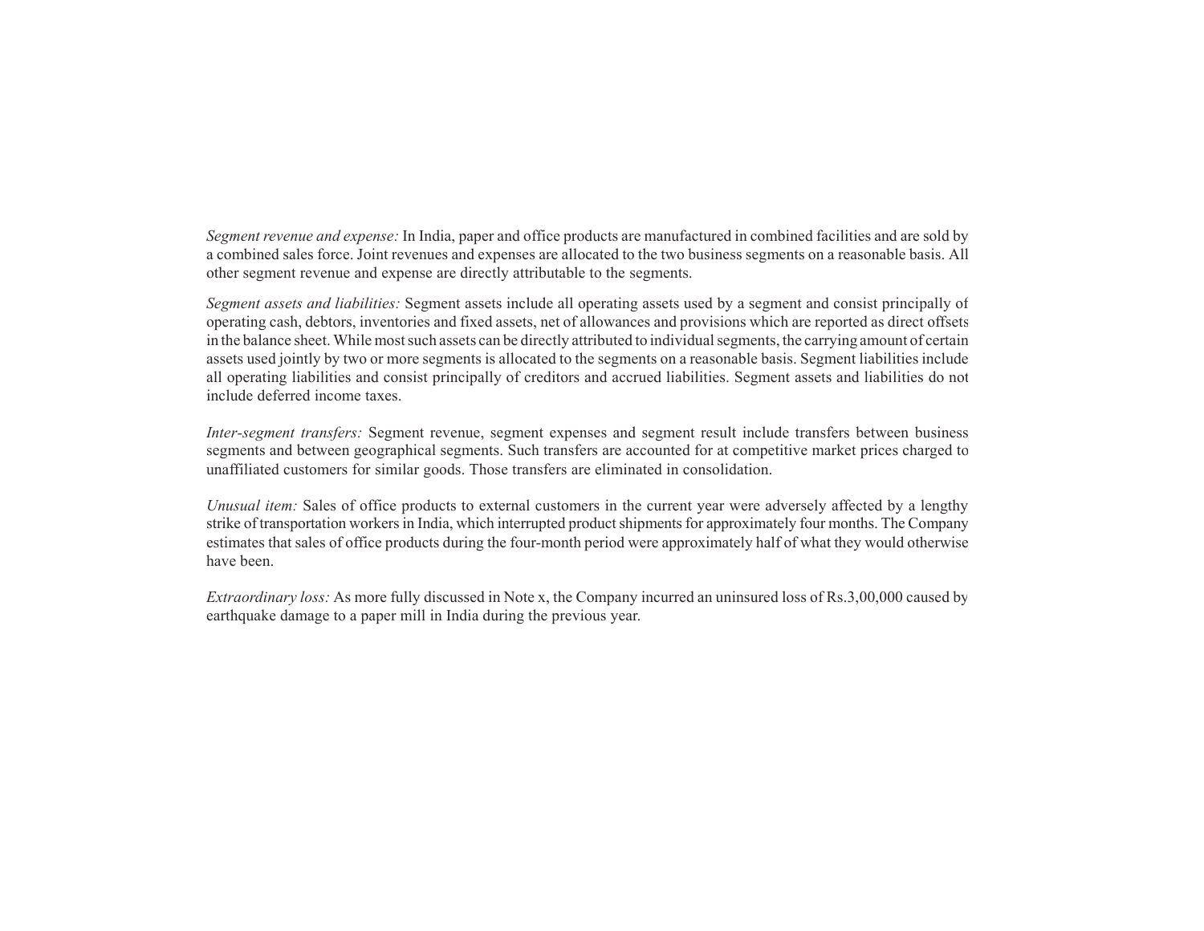*Segment revenue and expense:* In India, paper and office products are manufactured in combined facilities and are sold by a combined sales force. Joint revenues and expenses are allocated to the two business segments on a reasonable basis. All other segment revenue and expense are directly attributable to the segments.

*Segment assets and liabilities:* Segment assets include all operating assets used by a segment and consist principally of operating cash, debtors, inventories and fixed assets, net of allowances and provisions which are reported as direct offsets in the balance sheet. While most such assets can be directly attributed to individual segments, the carrying amount of certain assets used jointly by two or more segments is allocated to the segments on a reasonable basis. Segment liabilities include all operating liabilities and consist principally of creditors and accrued liabilities. Segment assets and liabilities do not include deferred income taxes.

*Inter-segment transfers:* Segment revenue, segment expenses and segment result include transfers between business segments and between geographical segments. Such transfers are accounted for at competitive market prices charged to unaffiliated customers for similar goods. Those transfers are eliminated in consolidation.

*Unusual item:* Sales of office products to external customers in the current year were adversely affected by a lengthy strike of transportation workers in India, which interrupted product shipments for approximately four months. The Company estimates that sales of office products during the four-month period were approximately half of what they would otherwise have been.

*Extraordinary loss:* As more fully discussed in Note x, the Company incurred an uninsured loss of Rs.3,00,000 caused by earthquake damage to a paper mill in India during the previous year.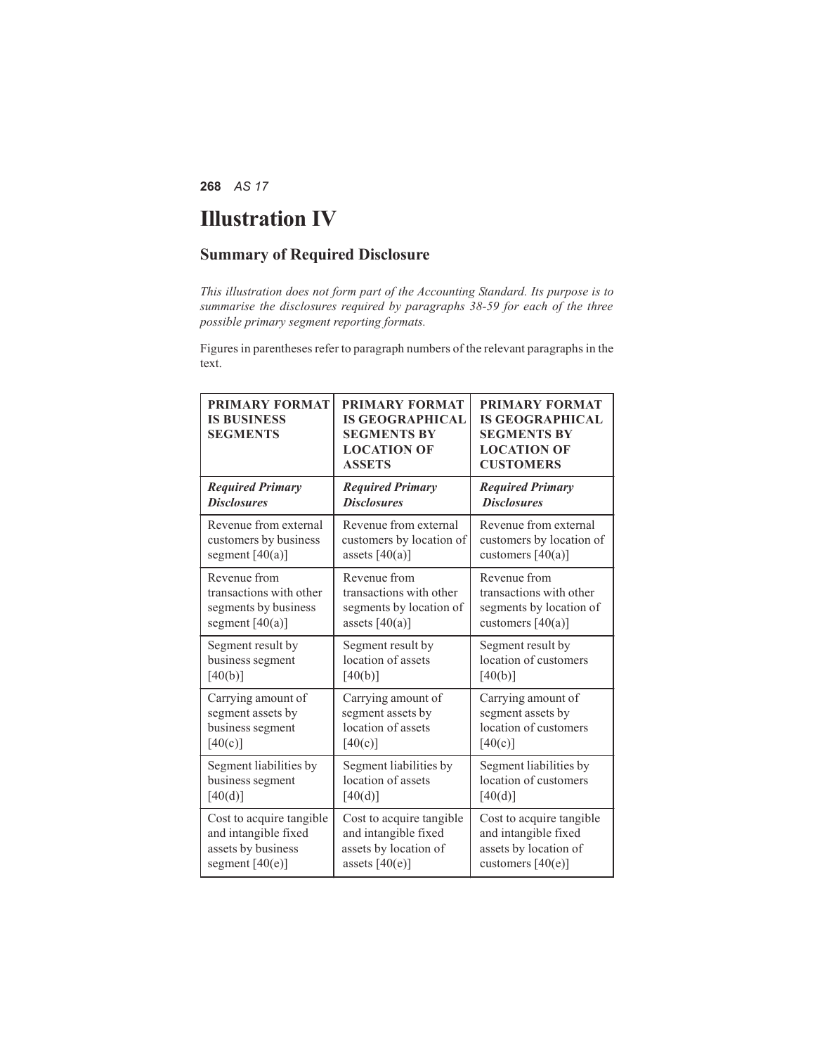# Illustration IV

## Summary of Required Disclosure

*This illustration does not form part of the Accounting Standard. Its purpose is to summarise the disclosures required by paragraphs 38-59 for each of the three possible primary segment reporting formats.*

Figures in parentheses refer to paragraph numbers of the relevant paragraphs in the text.

| **PRIMARY FORMAT IS BUSINESS SEGMENTS** | **PRIMARY FORMAT IS GEOGRAPHICAL SEGMENTS BY LOCATION OF ASSETS** | **PRIMARY FORMAT IS GEOGRAPHICAL SEGMENTS BY LOCATION OF CUSTOMERS** |
|---|---|---|
| ***Required Primary Disclosures*** | ***Required Primary Disclosures*** | ***Required Primary Disclosures*** |
| Revenue from external customers by business segment [40(a)] | Revenue from external customers by location of assets [40(a)] | Revenue from external customers by location of customers [40(a)] |
| Revenue from transactions with other segments by business segment [40(a)] | Revenue from transactions with other segments by location of assets [40(a)] | Revenue from transactions with other segments by location of customers [40(a)] |
| Segment result by business segment [40(b)] | Segment result by location of assets [40(b)] | Segment result by location of customers [40(b)] |
| Carrying amount of segment assets by business segment [40(c)] | Carrying amount of segment assets by location of assets [40(c)] | Carrying amount of segment assets by location of customers [40(c)] |
| Segment liabilities by business segment [40(d)] | Segment liabilities by location of assets [40(d)] | Segment liabilities by location of customers [40(d)] |
| Cost to acquire tangible and intangible fixed assets by business segment [40(e)] | Cost to acquire tangible and intangible fixed assets by location of assets [40(e)] | Cost to acquire tangible and intangible fixed assets by location of customers [40(e)] |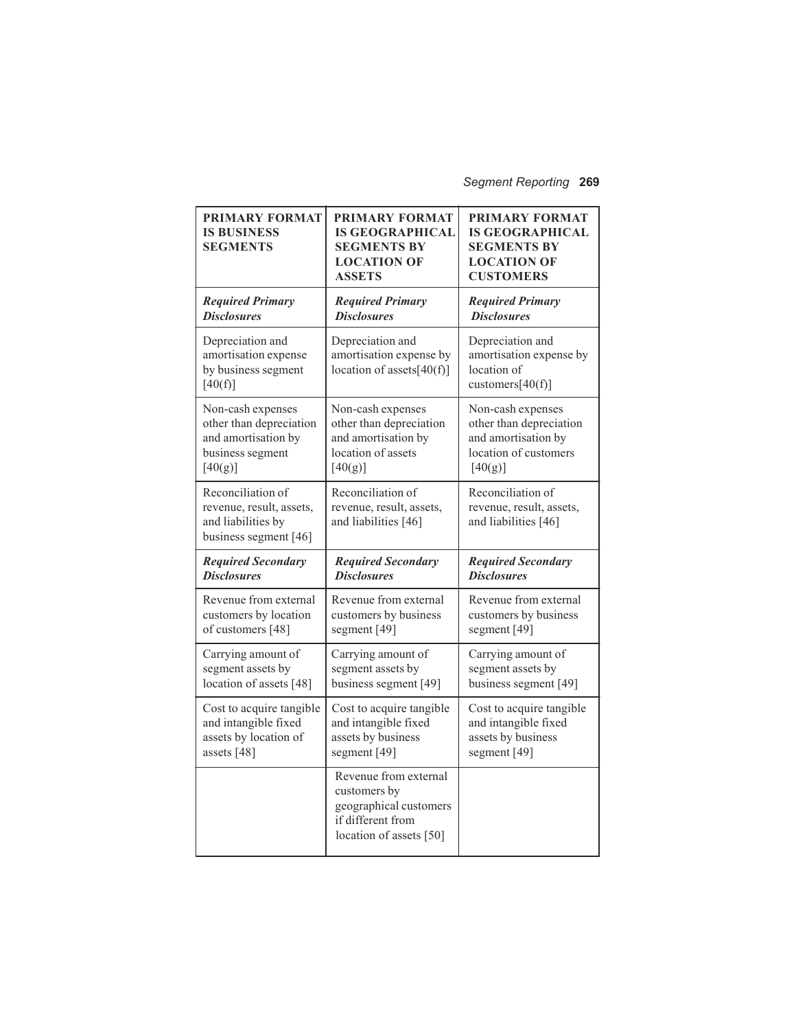| PRIMARY FORMAT IS BUSINESS SEGMENTS | PRIMARY FORMAT IS GEOGRAPHICAL SEGMENTS BY LOCATION OF ASSETS | PRIMARY FORMAT IS GEOGRAPHICAL SEGMENTS BY LOCATION OF CUSTOMERS |
|---|---|---|
| ***Required Primary Disclosures*** | ***Required Primary Disclosures*** | ***Required Primary Disclosures*** |
| Depreciation and amortisation expense by business segment [40(f)] | Depreciation and amortisation expense by location of assets[40(f)] | Depreciation and amortisation expense by location of customers[40(f)] |
| Non-cash expenses other than depreciation and amortisation by business segment [40(g)] | Non-cash expenses other than depreciation and amortisation by location of assets [40(g)] | Non-cash expenses other than depreciation and amortisation by location of customers [40(g)] |
| Reconciliation of revenue, result, assets, and liabilities by business segment [46] | Reconciliation of revenue, result, assets, and liabilities [46] | Reconciliation of revenue, result, assets, and liabilities [46] |
| ***Required Secondary Disclosures*** | ***Required Secondary Disclosures*** | ***Required Secondary Disclosures*** |
| Revenue from external customers by location of customers [48] | Revenue from external customers by business segment [49] | Revenue from external customers by business segment [49] |
| Carrying amount of segment assets by location of assets [48] | Carrying amount of segment assets by business segment [49] | Carrying amount of segment assets by business segment [49] |
| Cost to acquire tangible and intangible fixed assets by location of assets [48] | Cost to acquire tangible and intangible fixed assets by business segment [49] | Cost to acquire tangible and intangible fixed assets by business segment [49] |
| | Revenue from external customers by geographical customers if different from location of assets [50] | |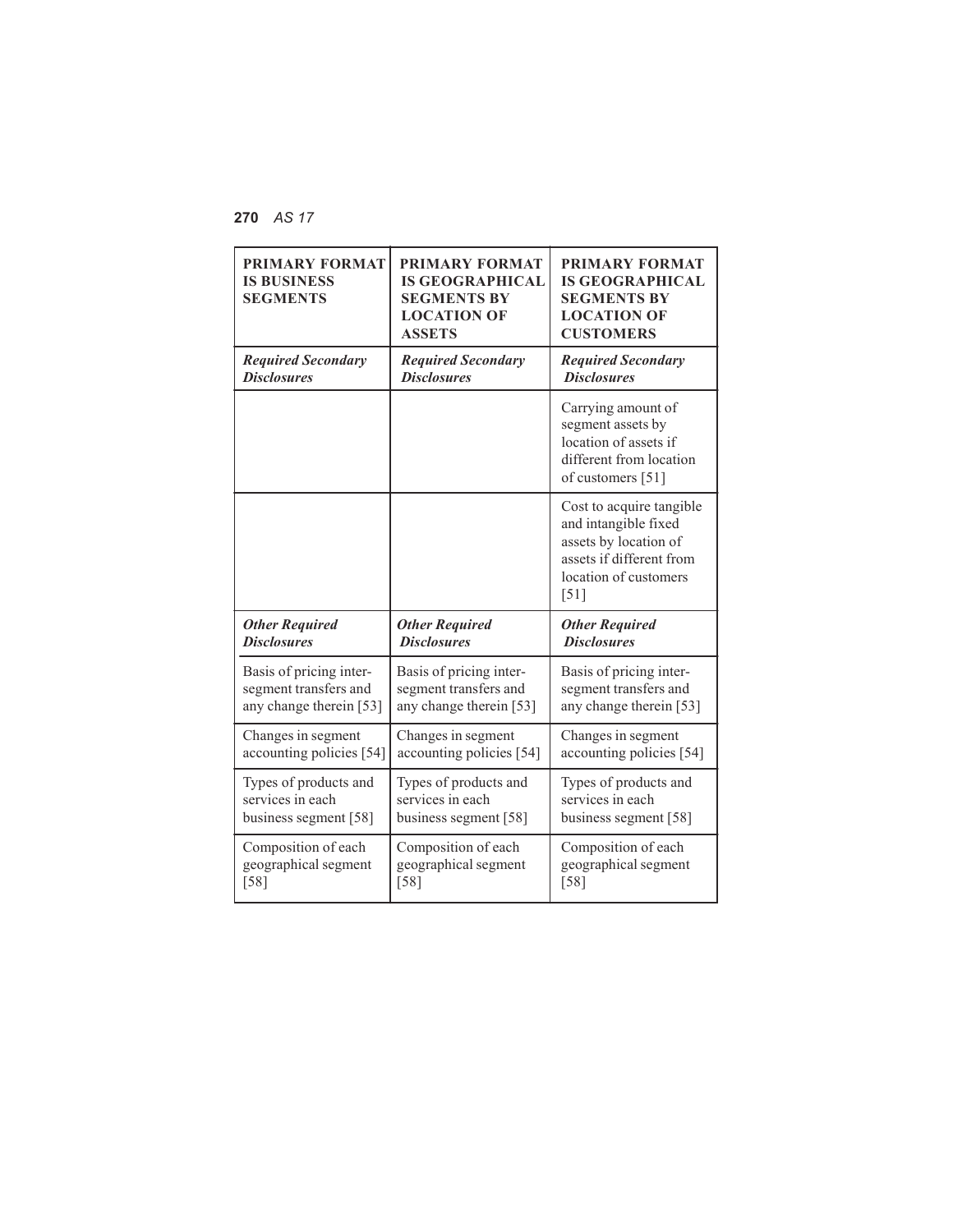| PRIMARY FORMAT IS BUSINESS SEGMENTS | PRIMARY FORMAT IS GEOGRAPHICAL SEGMENTS BY LOCATION OF ASSETS | PRIMARY FORMAT IS GEOGRAPHICAL SEGMENTS BY LOCATION OF CUSTOMERS |
|---|---|---|
| ***Required Secondary Disclosures*** | ***Required Secondary Disclosures*** | ***Required Secondary Disclosures*** |
| | | Carrying amount of segment assets by location of assets if different from location of customers [51] |
| | | Cost to acquire tangible and intangible fixed assets by location of assets if different from location of customers [51] |
| ***Other Required Disclosures*** | ***Other Required Disclosures*** | ***Other Required Disclosures*** |
| Basis of pricing inter-segment transfers and any change therein [53] | Basis of pricing inter-segment transfers and any change therein [53] | Basis of pricing inter-segment transfers and any change therein [53] |
| Changes in segment accounting policies [54] | Changes in segment accounting policies [54] | Changes in segment accounting policies [54] |
| Types of products and services in each business segment [58] | Types of products and services in each business segment [58] | Types of products and services in each business segment [58] |
| Composition of each geographical segment [58] | Composition of each geographical segment [58] | Composition of each geographical segment [58] |